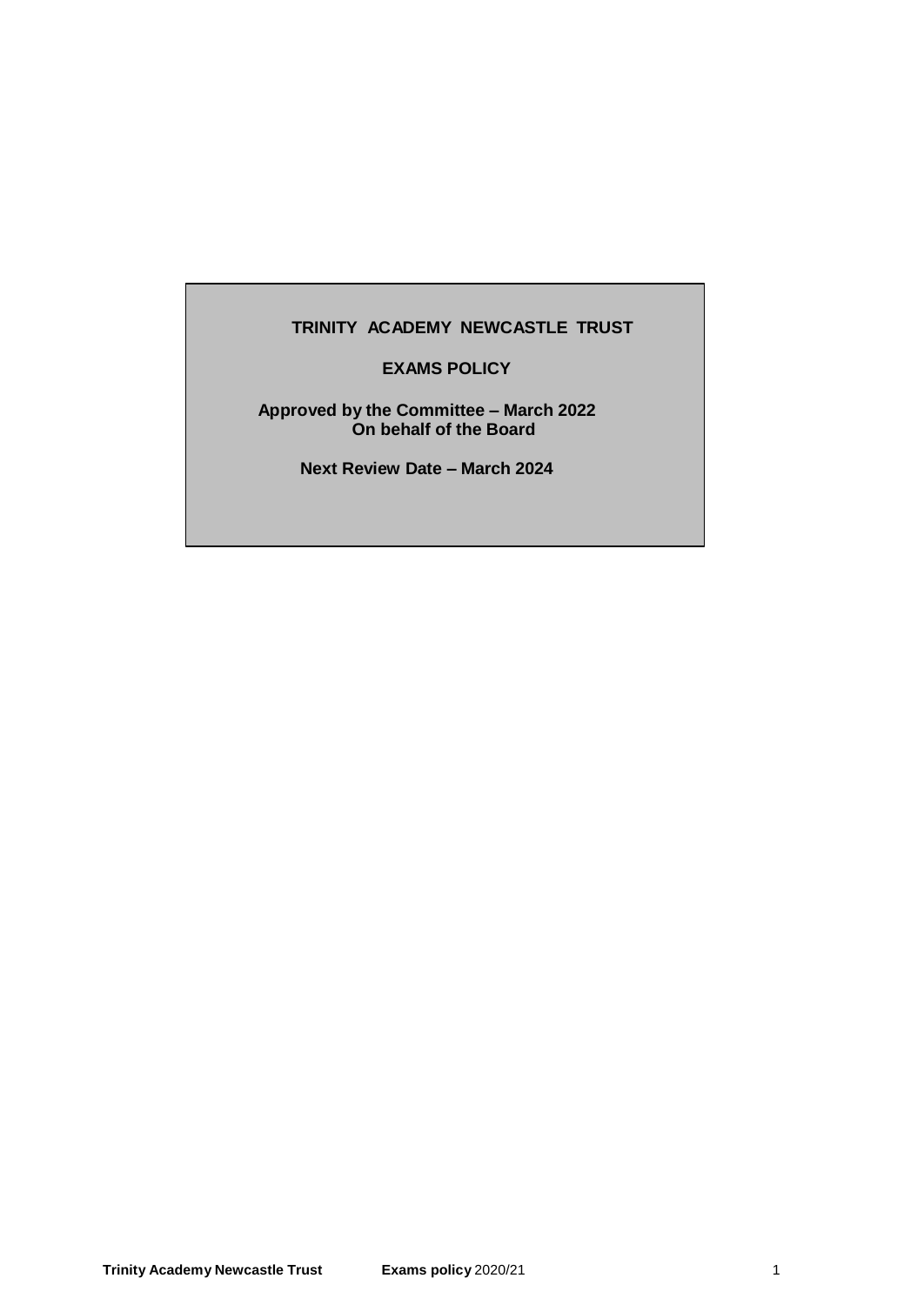# TRINITY ACADEMY NEWCASTLE TRUST

## EXAMS POLICY

**Approved by the Committee – March 2022**
**On behalf of the Board**

**Next Review Date – March 2024**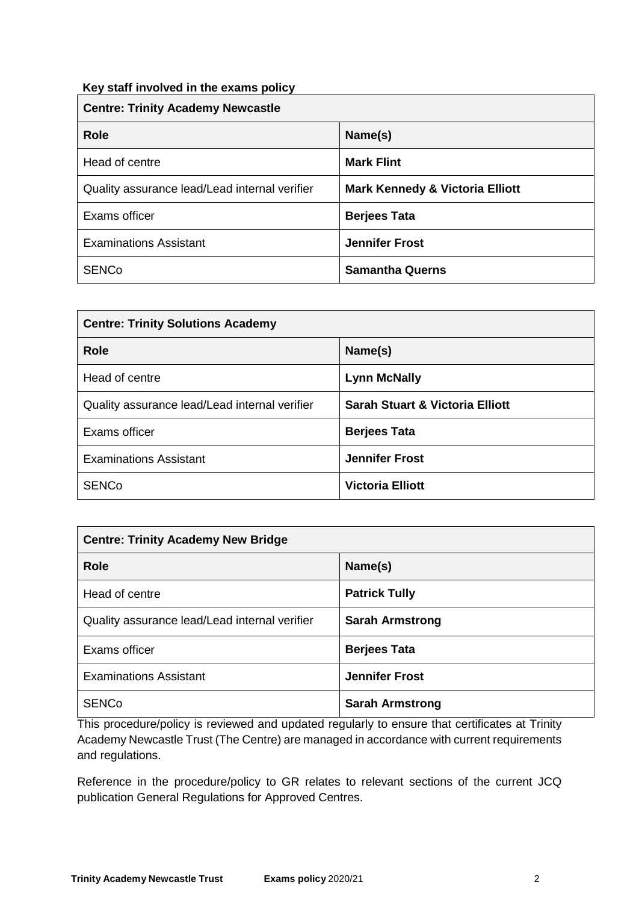**Key staff involved in the exams policy**

| **Centre: Trinity Academy Newcastle** | |
|---|---|
| **Role** | **Name(s)** |
| Head of centre | **Mark Flint** |
| Quality assurance lead/Lead internal verifier | **Mark Kennedy & Victoria Elliott** |
| Exams officer | **Berjees Tata** |
| Examinations Assistant | **Jennifer Frost** |
| SENCo | **Samantha Querns** |

| **Centre: Trinity Solutions Academy** | |
|---|---|
| **Role** | **Name(s)** |
| Head of centre | **Lynn McNally** |
| Quality assurance lead/Lead internal verifier | **Sarah Stuart & Victoria Elliott** |
| Exams officer | **Berjees Tata** |
| Examinations Assistant | **Jennifer Frost** |
| SENCo | **Victoria Elliott** |

| **Centre: Trinity Academy New Bridge** | |
|---|---|
| **Role** | **Name(s)** |
| Head of centre | **Patrick Tully** |
| Quality assurance lead/Lead internal verifier | **Sarah Armstrong** |
| Exams officer | **Berjees Tata** |
| Examinations Assistant | **Jennifer Frost** |
| SENCo | **Sarah Armstrong** |

This procedure/policy is reviewed and updated regularly to ensure that certificates at Trinity Academy Newcastle Trust (The Centre) are managed in accordance with current requirements and regulations.

Reference in the procedure/policy to GR relates to relevant sections of the current JCQ publication General Regulations for Approved Centres.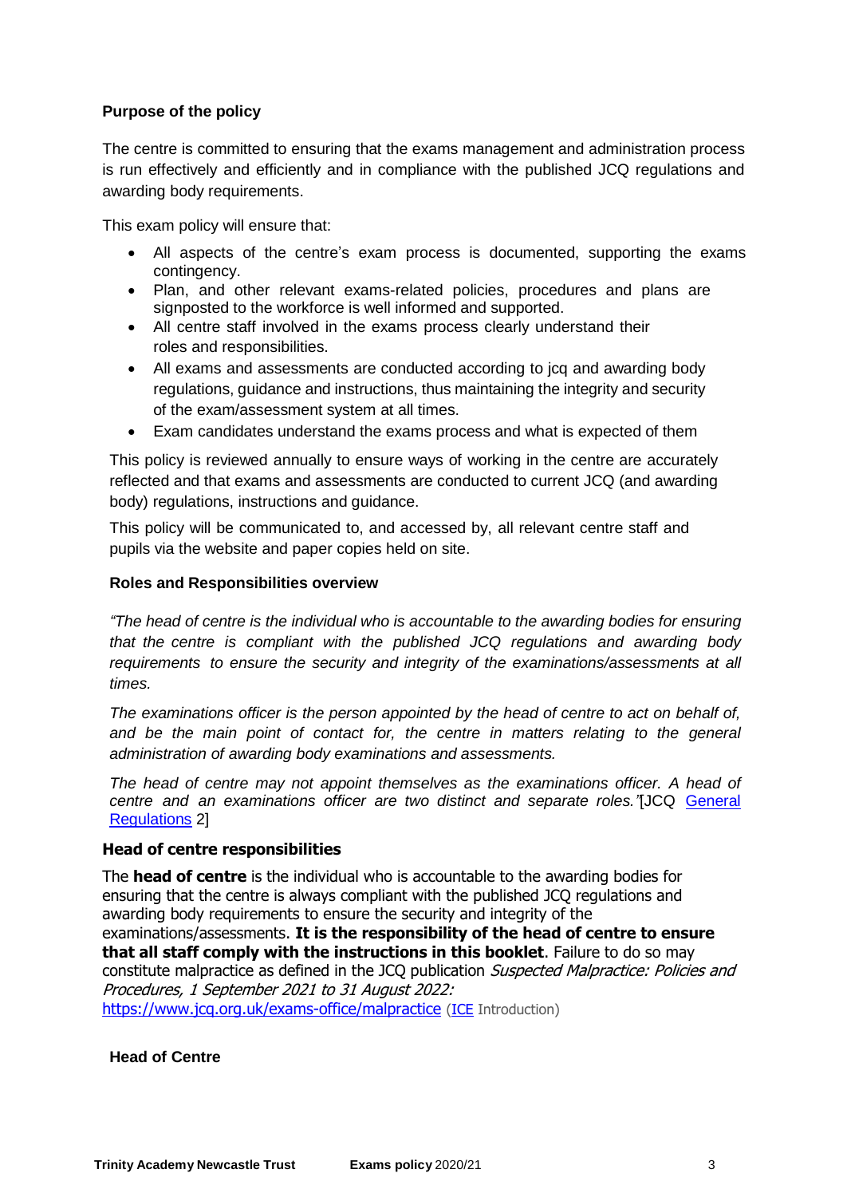**Purpose of the policy**

The centre is committed to ensuring that the exams management and administration process is run effectively and efficiently and in compliance with the published JCQ regulations and awarding body requirements.

This exam policy will ensure that:

- All aspects of the centre's exam process is documented, supporting the exams contingency.
- Plan, and other relevant exams-related policies, procedures and plans are signposted to the workforce is well informed and supported.
- All centre staff involved in the exams process clearly understand their roles and responsibilities.
- All exams and assessments are conducted according to jcq and awarding body regulations, guidance and instructions, thus maintaining the integrity and security of the exam/assessment system at all times.
- Exam candidates understand the exams process and what is expected of them

This policy is reviewed annually to ensure ways of working in the centre are accurately reflected and that exams and assessments are conducted to current JCQ (and awarding body) regulations, instructions and guidance.

This policy will be communicated to, and accessed by, all relevant centre staff and pupils via the website and paper copies held on site.

**Roles and Responsibilities overview**

*"The head of centre is the individual who is accountable to the awarding bodies for ensuring that the centre is compliant with the published JCQ regulations and awarding body requirements to ensure the security and integrity of the examinations/assessments at all times.*

*The examinations officer is the person appointed by the head of centre to act on behalf of, and be the main point of contact for, the centre in matters relating to the general administration of awarding body examinations and assessments.*

*The head of centre may not appoint themselves as the examinations officer. A head of centre and an examinations officer are two distinct and separate roles."*[JCQ General Regulations 2]

**Head of centre responsibilities**

The **head of centre** is the individual who is accountable to the awarding bodies for ensuring that the centre is always compliant with the published JCQ regulations and awarding body requirements to ensure the security and integrity of the examinations/assessments. **It is the responsibility of the head of centre to ensure that all staff comply with the instructions in this booklet**. Failure to do so may constitute malpractice as defined in the JCQ publication *Suspected Malpractice: Policies and Procedures, 1 September 2021 to 31 August 2022:* https://www.jcq.org.uk/exams-office/malpractice (ICE Introduction)

**Head of Centre**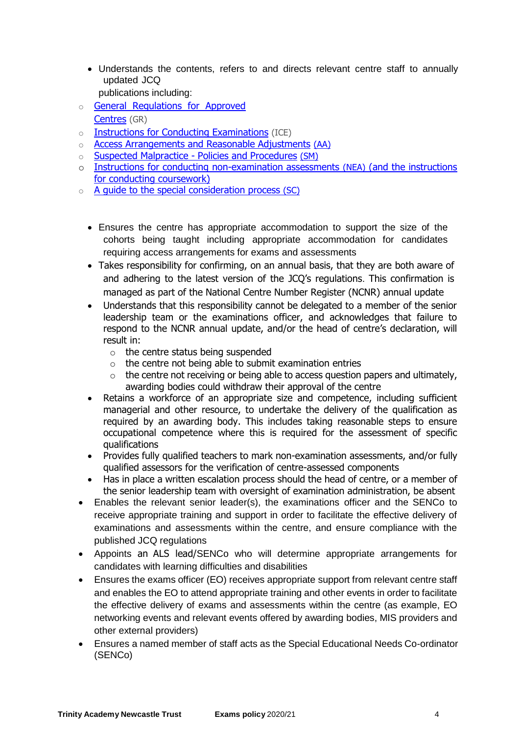- Understands the contents, refers to and directs relevant centre staff to annually updated JCQ publications including:
  - General Regulations for Approved Centres (GR)
  - Instructions for Conducting Examinations (ICE)
  - Access Arrangements and Reasonable Adjustments (AA)
  - Suspected Malpractice - Policies and Procedures (SM)
  - Instructions for conducting non-examination assessments (NEA) (and the instructions for conducting coursework)
  - A guide to the special consideration process (SC)

- Ensures the centre has appropriate accommodation to support the size of the cohorts being taught including appropriate accommodation for candidates requiring access arrangements for exams and assessments
- Takes responsibility for confirming, on an annual basis, that they are both aware of and adhering to the latest version of the JCQ's regulations. This confirmation is managed as part of the National Centre Number Register (NCNR) annual update
- Understands that this responsibility cannot be delegated to a member of the senior leadership team or the examinations officer, and acknowledges that failure to respond to the NCNR annual update, and/or the head of centre's declaration, will result in:
  - the centre status being suspended
  - the centre not being able to submit examination entries
  - the centre not receiving or being able to access question papers and ultimately, awarding bodies could withdraw their approval of the centre
- Retains a workforce of an appropriate size and competence, including sufficient managerial and other resource, to undertake the delivery of the qualification as required by an awarding body. This includes taking reasonable steps to ensure occupational competence where this is required for the assessment of specific qualifications
- Provides fully qualified teachers to mark non-examination assessments, and/or fully qualified assessors for the verification of centre-assessed components
- Has in place a written escalation process should the head of centre, or a member of the senior leadership team with oversight of examination administration, be absent
- Enables the relevant senior leader(s), the examinations officer and the SENCo to receive appropriate training and support in order to facilitate the effective delivery of examinations and assessments within the centre, and ensure compliance with the published JCQ regulations
- Appoints an ALS lead/SENCo who will determine appropriate arrangements for candidates with learning difficulties and disabilities
- Ensures the exams officer (EO) receives appropriate support from relevant centre staff and enables the EO to attend appropriate training and other events in order to facilitate the effective delivery of exams and assessments within the centre (as example, EO networking events and relevant events offered by awarding bodies, MIS providers and other external providers)
- Ensures a named member of staff acts as the Special Educational Needs Co-ordinator (SENCo)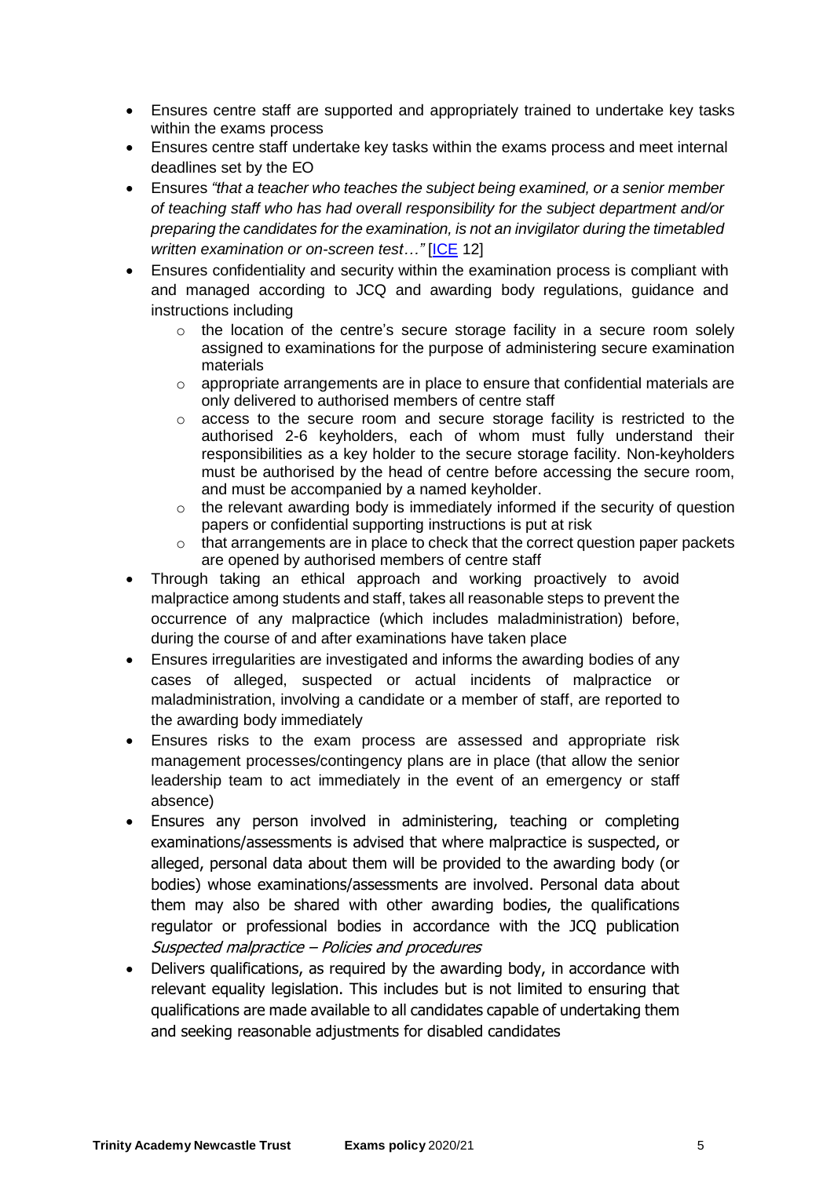- Ensures centre staff are supported and appropriately trained to undertake key tasks within the exams process
- Ensures centre staff undertake key tasks within the exams process and meet internal deadlines set by the EO
- Ensures *"that a teacher who teaches the subject being examined, or a senior member of teaching staff who has had overall responsibility for the subject department and/or preparing the candidates for the examination, is not an invigilator during the timetabled written examination or on-screen test…"* [ICE 12]
- Ensures confidentiality and security within the examination process is compliant with and managed according to JCQ and awarding body regulations, guidance and instructions including
    - the location of the centre's secure storage facility in a secure room solely assigned to examinations for the purpose of administering secure examination materials
    - appropriate arrangements are in place to ensure that confidential materials are only delivered to authorised members of centre staff
    - access to the secure room and secure storage facility is restricted to the authorised 2-6 keyholders, each of whom must fully understand their responsibilities as a key holder to the secure storage facility. Non-keyholders must be authorised by the head of centre before accessing the secure room, and must be accompanied by a named keyholder.
    - the relevant awarding body is immediately informed if the security of question papers or confidential supporting instructions is put at risk
    - that arrangements are in place to check that the correct question paper packets are opened by authorised members of centre staff
- Through taking an ethical approach and working proactively to avoid malpractice among students and staff, takes all reasonable steps to prevent the occurrence of any malpractice (which includes maladministration) before, during the course of and after examinations have taken place
- Ensures irregularities are investigated and informs the awarding bodies of any cases of alleged, suspected or actual incidents of malpractice or maladministration, involving a candidate or a member of staff, are reported to the awarding body immediately
- Ensures risks to the exam process are assessed and appropriate risk management processes/contingency plans are in place (that allow the senior leadership team to act immediately in the event of an emergency or staff absence)
- Ensures any person involved in administering, teaching or completing examinations/assessments is advised that where malpractice is suspected, or alleged, personal data about them will be provided to the awarding body (or bodies) whose examinations/assessments are involved. Personal data about them may also be shared with other awarding bodies, the qualifications regulator or professional bodies in accordance with the JCQ publication *Suspected malpractice – Policies and procedures*
- Delivers qualifications, as required by the awarding body, in accordance with relevant equality legislation. This includes but is not limited to ensuring that qualifications are made available to all candidates capable of undertaking them and seeking reasonable adjustments for disabled candidates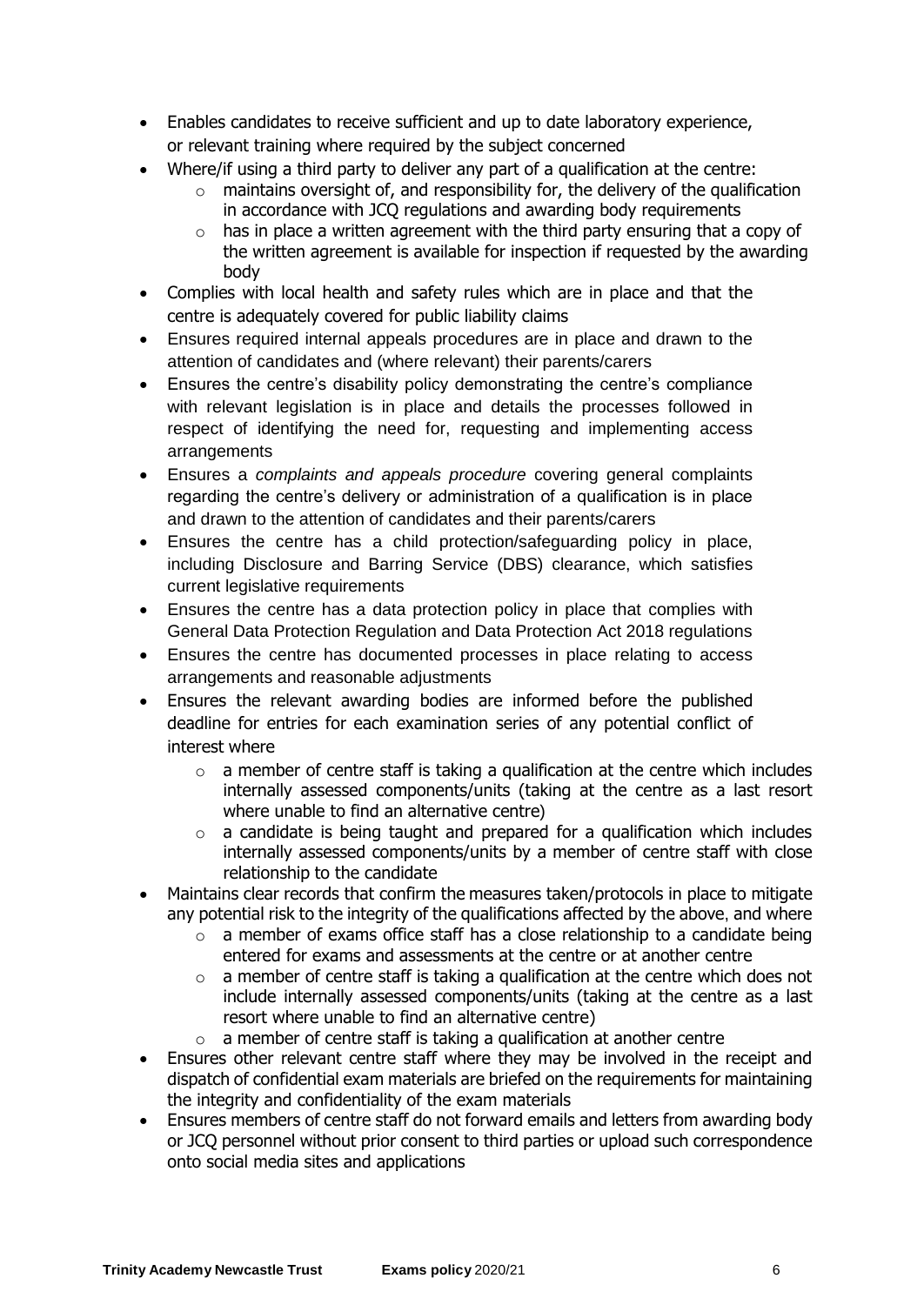- Enables candidates to receive sufficient and up to date laboratory experience, or relevant training where required by the subject concerned
- Where/if using a third party to deliver any part of a qualification at the centre:
    - maintains oversight of, and responsibility for, the delivery of the qualification in accordance with JCQ regulations and awarding body requirements
    - has in place a written agreement with the third party ensuring that a copy of the written agreement is available for inspection if requested by the awarding body
- Complies with local health and safety rules which are in place and that the centre is adequately covered for public liability claims
- Ensures required internal appeals procedures are in place and drawn to the attention of candidates and (where relevant) their parents/carers
- Ensures the centre's disability policy demonstrating the centre's compliance with relevant legislation is in place and details the processes followed in respect of identifying the need for, requesting and implementing access arrangements
- Ensures a *complaints and appeals procedure* covering general complaints regarding the centre's delivery or administration of a qualification is in place and drawn to the attention of candidates and their parents/carers
- Ensures the centre has a child protection/safeguarding policy in place, including Disclosure and Barring Service (DBS) clearance, which satisfies current legislative requirements
- Ensures the centre has a data protection policy in place that complies with General Data Protection Regulation and Data Protection Act 2018 regulations
- Ensures the centre has documented processes in place relating to access arrangements and reasonable adjustments
- Ensures the relevant awarding bodies are informed before the published deadline for entries for each examination series of any potential conflict of interest where
    - a member of centre staff is taking a qualification at the centre which includes internally assessed components/units (taking at the centre as a last resort where unable to find an alternative centre)
    - a candidate is being taught and prepared for a qualification which includes internally assessed components/units by a member of centre staff with close relationship to the candidate
- Maintains clear records that confirm the measures taken/protocols in place to mitigate any potential risk to the integrity of the qualifications affected by the above, and where
    - a member of exams office staff has a close relationship to a candidate being entered for exams and assessments at the centre or at another centre
    - a member of centre staff is taking a qualification at the centre which does not include internally assessed components/units (taking at the centre as a last resort where unable to find an alternative centre)
    - a member of centre staff is taking a qualification at another centre
- Ensures other relevant centre staff where they may be involved in the receipt and dispatch of confidential exam materials are briefed on the requirements for maintaining the integrity and confidentiality of the exam materials
- Ensures members of centre staff do not forward emails and letters from awarding body or JCQ personnel without prior consent to third parties or upload such correspondence onto social media sites and applications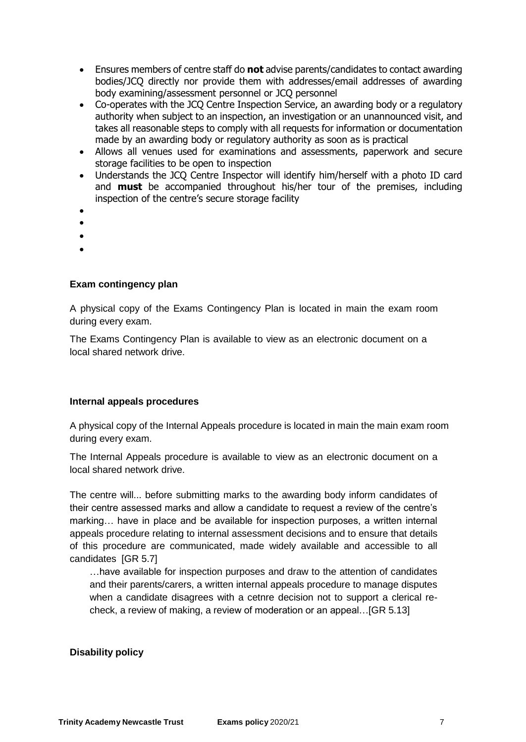- Ensures members of centre staff do **not** advise parents/candidates to contact awarding bodies/JCQ directly nor provide them with addresses/email addresses of awarding body examining/assessment personnel or JCQ personnel
- Co-operates with the JCQ Centre Inspection Service, an awarding body or a regulatory authority when subject to an inspection, an investigation or an unannounced visit, and takes all reasonable steps to comply with all requests for information or documentation made by an awarding body or regulatory authority as soon as is practical
- Allows all venues used for examinations and assessments, paperwork and secure storage facilities to be open to inspection
- Understands the JCQ Centre Inspector will identify him/herself with a photo ID card and **must** be accompanied throughout his/her tour of the premises, including inspection of the centre's secure storage facility

**Exam contingency plan**

A physical copy of the Exams Contingency Plan is located in main the exam room during every exam.

The Exams Contingency Plan is available to view as an electronic document on a local shared network drive.

**Internal appeals procedures**

A physical copy of the Internal Appeals procedure is located in main the main exam room during every exam.

The Internal Appeals procedure is available to view as an electronic document on a local shared network drive.

The centre will... before submitting marks to the awarding body inform candidates of their centre assessed marks and allow a candidate to request a review of the centre's marking… have in place and be available for inspection purposes, a written internal appeals procedure relating to internal assessment decisions and to ensure that details of this procedure are communicated, made widely available and accessible to all candidates [GR 5.7]

> …have available for inspection purposes and draw to the attention of candidates and their parents/carers, a written internal appeals procedure to manage disputes when a candidate disagrees with a cetnre decision not to support a clerical re-check, a review of making, a review of moderation or an appeal…[GR 5.13]

**Disability policy**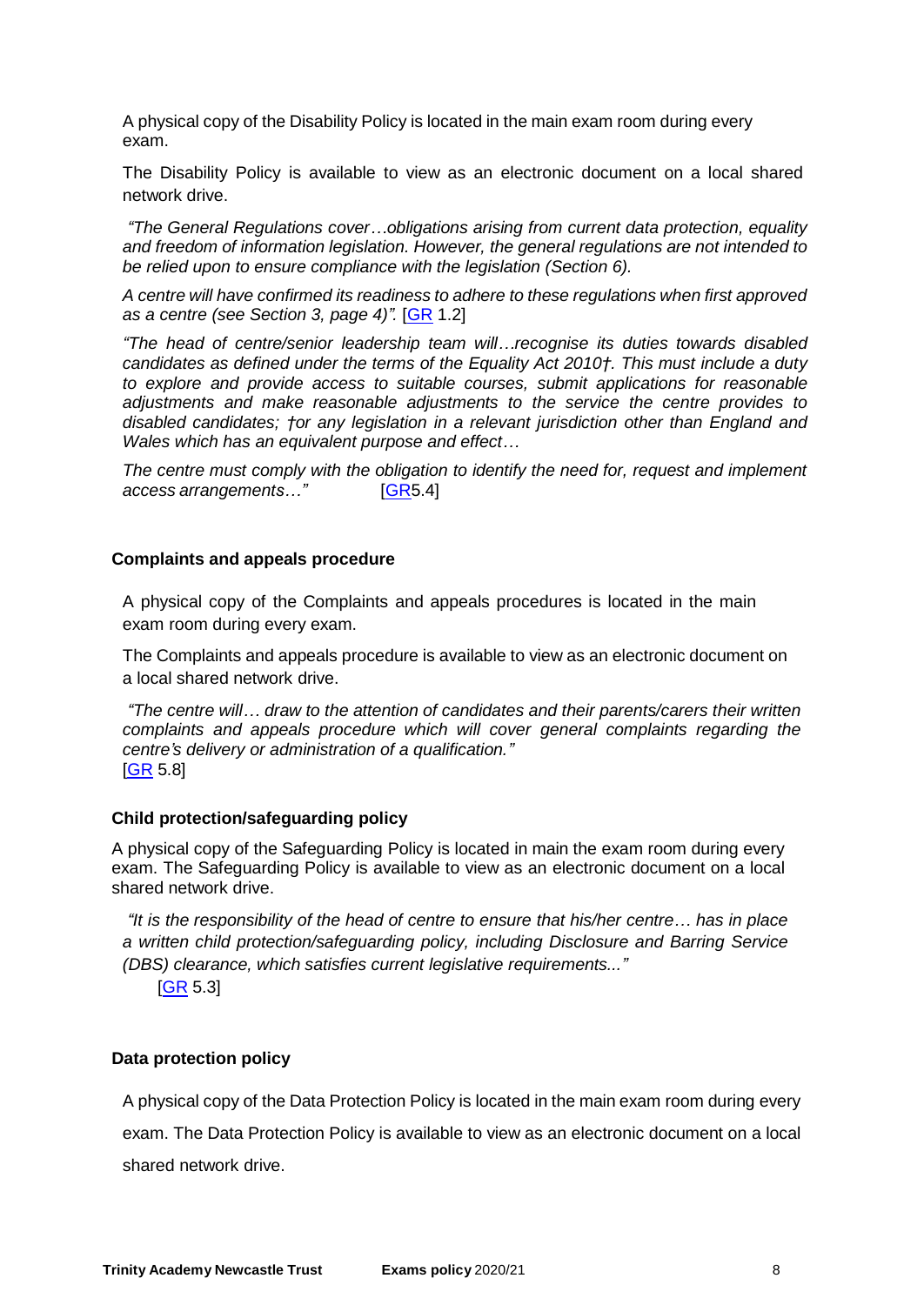A physical copy of the Disability Policy is located in the main exam room during every exam.

The Disability Policy is available to view as an electronic document on a local shared network drive.

*"The General Regulations cover…obligations arising from current data protection, equality and freedom of information legislation. However, the general regulations are not intended to be relied upon to ensure compliance with the legislation (Section 6).*

*A centre will have confirmed its readiness to adhere to these regulations when first approved as a centre (see Section 3, page 4)".* [GR 1.2]

*"The head of centre/senior leadership team will…recognise its duties towards disabled candidates as defined under the terms of the Equality Act 2010†. This must include a duty to explore and provide access to suitable courses, submit applications for reasonable adjustments and make reasonable adjustments to the service the centre provides to disabled candidates; †or any legislation in a relevant jurisdiction other than England and Wales which has an equivalent purpose and effect…*

*The centre must comply with the obligation to identify the need for, request and implement access arrangements…"* [GR5.4]

**Complaints and appeals procedure**

A physical copy of the Complaints and appeals procedures is located in the main exam room during every exam.

The Complaints and appeals procedure is available to view as an electronic document on a local shared network drive.

*"The centre will… draw to the attention of candidates and their parents/carers their written complaints and appeals procedure which will cover general complaints regarding the centre's delivery or administration of a qualification."*
[GR 5.8]

**Child protection/safeguarding policy**

A physical copy of the Safeguarding Policy is located in main the exam room during every exam. The Safeguarding Policy is available to view as an electronic document on a local shared network drive.

*"It is the responsibility of the head of centre to ensure that his/her centre… has in place a written child protection/safeguarding policy, including Disclosure and Barring Service (DBS) clearance, which satisfies current legislative requirements..."*
[GR 5.3]

**Data protection policy**

A physical copy of the Data Protection Policy is located in the main exam room during every exam. The Data Protection Policy is available to view as an electronic document on a local shared network drive.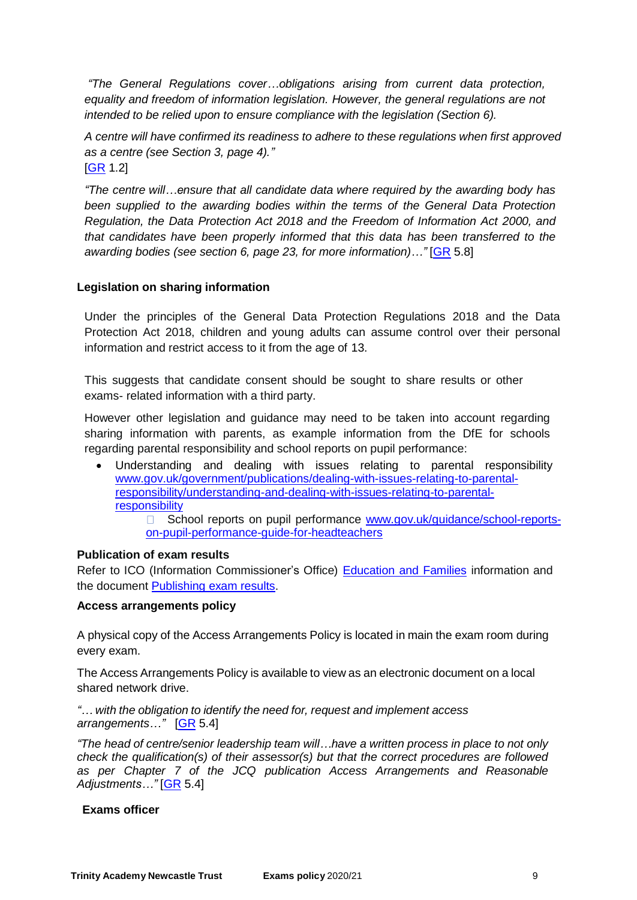*"The General Regulations cover…obligations arising from current data protection, equality and freedom of information legislation. However, the general regulations are not intended to be relied upon to ensure compliance with the legislation (Section 6).*

*A centre will have confirmed its readiness to adhere to these regulations when first approved as a centre (see Section 3, page 4)."*
[GR 1.2]

*"The centre will…ensure that all candidate data where required by the awarding body has been supplied to the awarding bodies within the terms of the General Data Protection Regulation, the Data Protection Act 2018 and the Freedom of Information Act 2000, and that candidates have been properly informed that this data has been transferred to the awarding bodies (see section 6, page 23, for more information)…"* [GR 5.8]

**Legislation on sharing information**

Under the principles of the General Data Protection Regulations 2018 and the Data Protection Act 2018, children and young adults can assume control over their personal information and restrict access to it from the age of 13.

This suggests that candidate consent should be sought to share results or other exams- related information with a third party.

However other legislation and guidance may need to be taken into account regarding sharing information with parents, as example information from the DfE for schools regarding parental responsibility and school reports on pupil performance:

- Understanding and dealing with issues relating to parental responsibility www.gov.uk/government/publications/dealing-with-issues-relating-to-parental-responsibility/understanding-and-dealing-with-issues-relating-to-parental-responsibility
  - School reports on pupil performance www.gov.uk/guidance/school-reports-on-pupil-performance-guide-for-headteachers

**Publication of exam results**

Refer to ICO (Information Commissioner's Office) Education and Families information and the document Publishing exam results.

**Access arrangements policy**

A physical copy of the Access Arrangements Policy is located in main the exam room during every exam.

The Access Arrangements Policy is available to view as an electronic document on a local shared network drive.

*"… with the obligation to identify the need for, request and implement access arrangements…"* [GR 5.4]

*"The head of centre/senior leadership team will…have a written process in place to not only check the qualification(s) of their assessor(s) but that the correct procedures are followed as per Chapter 7 of the JCQ publication Access Arrangements and Reasonable Adjustments…"* [GR 5.4]

**Exams officer**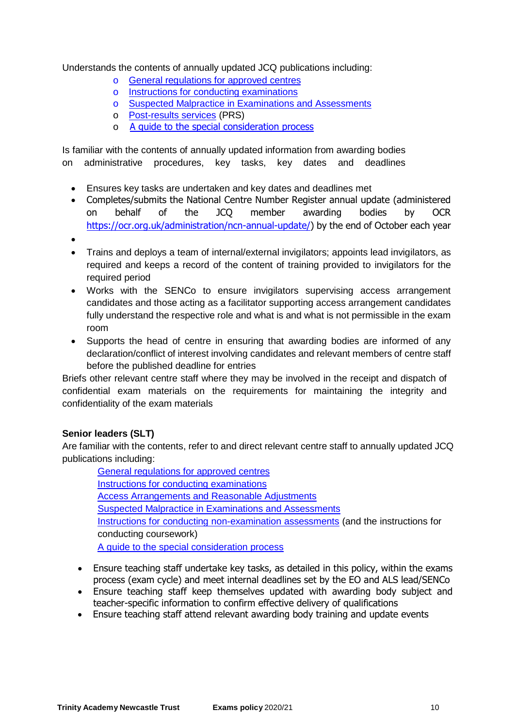Understands the contents of annually updated JCQ publications including:

- General regulations for approved centres
- Instructions for conducting examinations
- Suspected Malpractice in Examinations and Assessments
- Post-results services (PRS)
- A guide to the special consideration process

Is familiar with the contents of annually updated information from awarding bodies on administrative procedures, key tasks, key dates and deadlines

- Ensures key tasks are undertaken and key dates and deadlines met
- Completes/submits the National Centre Number Register annual update (administered on behalf of the JCQ member awarding bodies by OCR https://ocr.org.uk/administration/ncn-annual-update/) by the end of October each year
- 
- Trains and deploys a team of internal/external invigilators; appoints lead invigilators, as required and keeps a record of the content of training provided to invigilators for the required period
- Works with the SENCo to ensure invigilators supervising access arrangement candidates and those acting as a facilitator supporting access arrangement candidates fully understand the respective role and what is and what is not permissible in the exam room
- Supports the head of centre in ensuring that awarding bodies are informed of any declaration/conflict of interest involving candidates and relevant members of centre staff before the published deadline for entries

Briefs other relevant centre staff where they may be involved in the receipt and dispatch of confidential exam materials on the requirements for maintaining the integrity and confidentiality of the exam materials

**Senior leaders (SLT)**

Are familiar with the contents, refer to and direct relevant centre staff to annually updated JCQ publications including:

General regulations for approved centres
Instructions for conducting examinations
Access Arrangements and Reasonable Adjustments
Suspected Malpractice in Examinations and Assessments
Instructions for conducting non-examination assessments (and the instructions for conducting coursework)
A guide to the special consideration process

- Ensure teaching staff undertake key tasks, as detailed in this policy, within the exams process (exam cycle) and meet internal deadlines set by the EO and ALS lead/SENCo
- Ensure teaching staff keep themselves updated with awarding body subject and teacher-specific information to confirm effective delivery of qualifications
- Ensure teaching staff attend relevant awarding body training and update events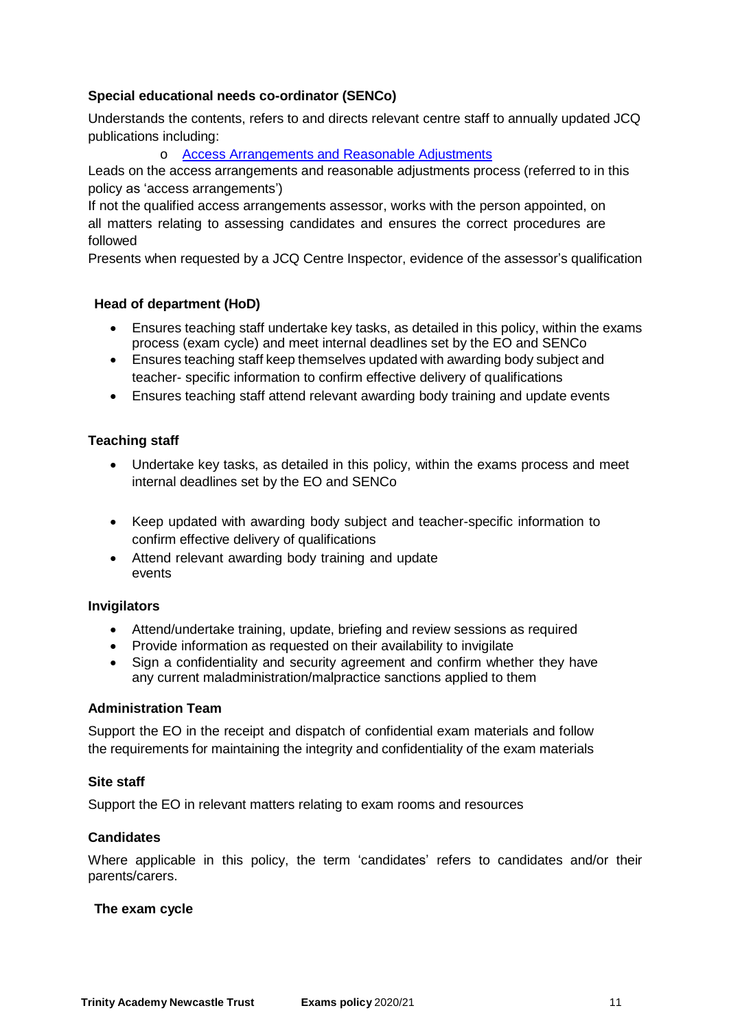### Special educational needs co-ordinator (SENCo)

Understands the contents, refers to and directs relevant centre staff to annually updated JCQ publications including:

- [Access Arrangements and Reasonable Adjustments]()

Leads on the access arrangements and reasonable adjustments process (referred to in this policy as 'access arrangements')

If not the qualified access arrangements assessor, works with the person appointed, on all matters relating to assessing candidates and ensures the correct procedures are followed

Presents when requested by a JCQ Centre Inspector, evidence of the assessor's qualification

### Head of department (HoD)

- Ensures teaching staff undertake key tasks, as detailed in this policy, within the exams process (exam cycle) and meet internal deadlines set by the EO and SENCo
- Ensures teaching staff keep themselves updated with awarding body subject and teacher- specific information to confirm effective delivery of qualifications
- Ensures teaching staff attend relevant awarding body training and update events

### Teaching staff

- Undertake key tasks, as detailed in this policy, within the exams process and meet internal deadlines set by the EO and SENCo
- Keep updated with awarding body subject and teacher-specific information to confirm effective delivery of qualifications
- Attend relevant awarding body training and update events

### Invigilators

- Attend/undertake training, update, briefing and review sessions as required
- Provide information as requested on their availability to invigilate
- Sign a confidentiality and security agreement and confirm whether they have any current maladministration/malpractice sanctions applied to them

### Administration Team

Support the EO in the receipt and dispatch of confidential exam materials and follow the requirements for maintaining the integrity and confidentiality of the exam materials

### Site staff

Support the EO in relevant matters relating to exam rooms and resources

### Candidates

Where applicable in this policy, the term 'candidates' refers to candidates and/or their parents/carers.

## The exam cycle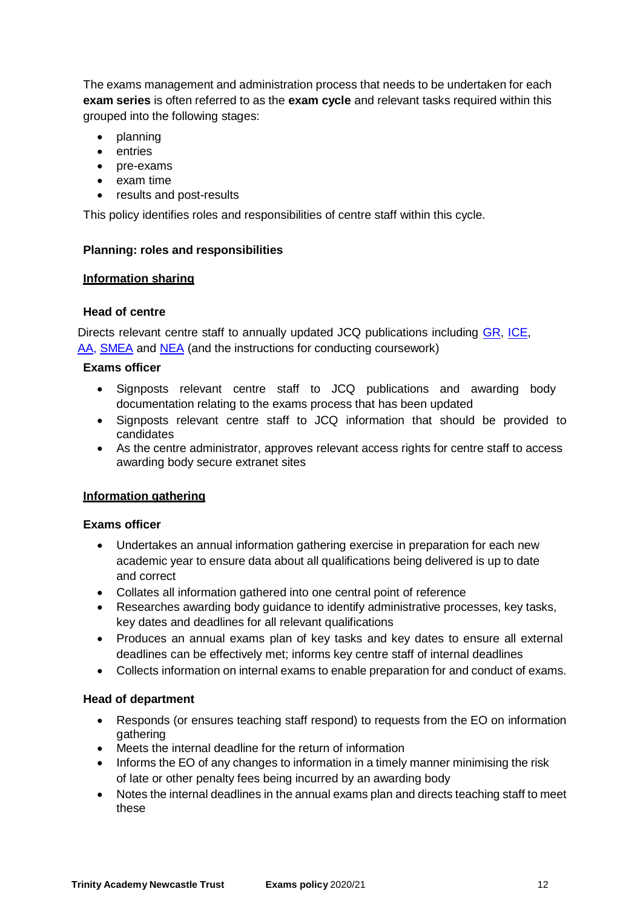The exams management and administration process that needs to be undertaken for each **exam series** is often referred to as the **exam cycle** and relevant tasks required within this grouped into the following stages:

- planning
- entries
- pre-exams
- exam time
- results and post-results

This policy identifies roles and responsibilities of centre staff within this cycle.

**Planning: roles and responsibilities**

**Information sharing**

**Head of centre**

Directs relevant centre staff to annually updated JCQ publications including GR, ICE, AA, SMEA and NEA (and the instructions for conducting coursework)

**Exams officer**

- Signposts relevant centre staff to JCQ publications and awarding body documentation relating to the exams process that has been updated
- Signposts relevant centre staff to JCQ information that should be provided to candidates
- As the centre administrator, approves relevant access rights for centre staff to access awarding body secure extranet sites

**Information gathering**

**Exams officer**

- Undertakes an annual information gathering exercise in preparation for each new academic year to ensure data about all qualifications being delivered is up to date and correct
- Collates all information gathered into one central point of reference
- Researches awarding body guidance to identify administrative processes, key tasks, key dates and deadlines for all relevant qualifications
- Produces an annual exams plan of key tasks and key dates to ensure all external deadlines can be effectively met; informs key centre staff of internal deadlines
- Collects information on internal exams to enable preparation for and conduct of exams.

**Head of department**

- Responds (or ensures teaching staff respond) to requests from the EO on information gathering
- Meets the internal deadline for the return of information
- Informs the EO of any changes to information in a timely manner minimising the risk of late or other penalty fees being incurred by an awarding body
- Notes the internal deadlines in the annual exams plan and directs teaching staff to meet these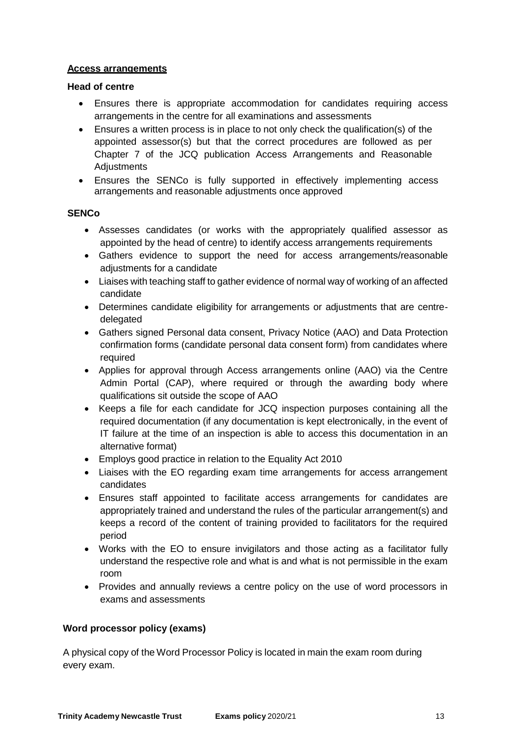**Access arrangements**

**Head of centre**

- Ensures there is appropriate accommodation for candidates requiring access arrangements in the centre for all examinations and assessments
- Ensures a written process is in place to not only check the qualification(s) of the appointed assessor(s) but that the correct procedures are followed as per Chapter 7 of the JCQ publication Access Arrangements and Reasonable Adjustments
- Ensures the SENCo is fully supported in effectively implementing access arrangements and reasonable adjustments once approved

**SENCo**

- Assesses candidates (or works with the appropriately qualified assessor as appointed by the head of centre) to identify access arrangements requirements
- Gathers evidence to support the need for access arrangements/reasonable adjustments for a candidate
- Liaises with teaching staff to gather evidence of normal way of working of an affected candidate
- Determines candidate eligibility for arrangements or adjustments that are centre-delegated
- Gathers signed Personal data consent, Privacy Notice (AAO) and Data Protection confirmation forms (candidate personal data consent form) from candidates where required
- Applies for approval through Access arrangements online (AAO) via the Centre Admin Portal (CAP), where required or through the awarding body where qualifications sit outside the scope of AAO
- Keeps a file for each candidate for JCQ inspection purposes containing all the required documentation (if any documentation is kept electronically, in the event of IT failure at the time of an inspection is able to access this documentation in an alternative format)
- Employs good practice in relation to the Equality Act 2010
- Liaises with the EO regarding exam time arrangements for access arrangement candidates
- Ensures staff appointed to facilitate access arrangements for candidates are appropriately trained and understand the rules of the particular arrangement(s) and keeps a record of the content of training provided to facilitators for the required period
- Works with the EO to ensure invigilators and those acting as a facilitator fully understand the respective role and what is and what is not permissible in the exam room
- Provides and annually reviews a centre policy on the use of word processors in exams and assessments

**Word processor policy (exams)**

A physical copy of the Word Processor Policy is located in main the exam room during every exam.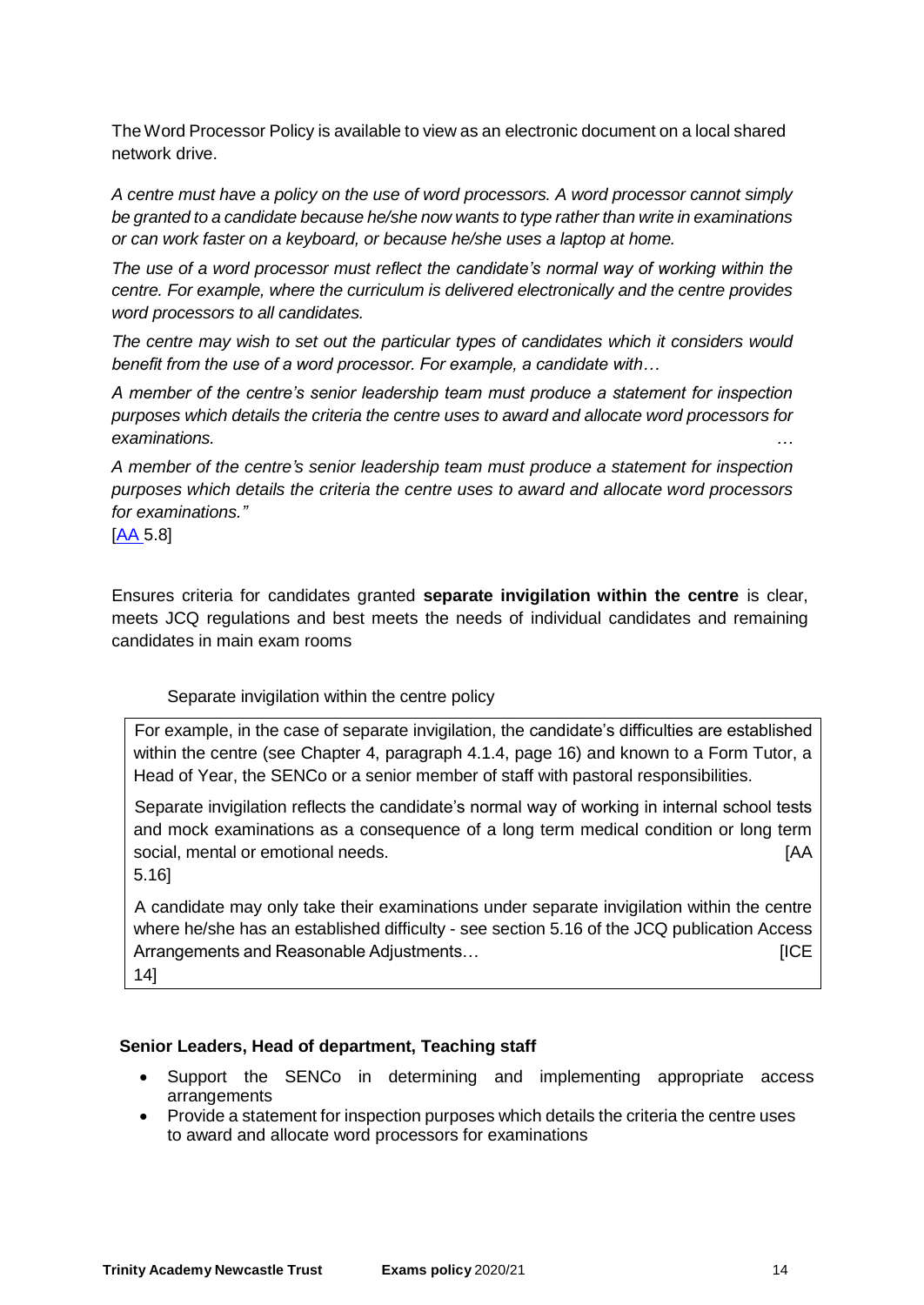The Word Processor Policy is available to view as an electronic document on a local shared network drive.

*A centre must have a policy on the use of word processors. A word processor cannot simply be granted to a candidate because he/she now wants to type rather than write in examinations or can work faster on a keyboard, or because he/she uses a laptop at home.*

*The use of a word processor must reflect the candidate's normal way of working within the centre. For example, where the curriculum is delivered electronically and the centre provides word processors to all candidates.*

*The centre may wish to set out the particular types of candidates which it considers would benefit from the use of a word processor. For example, a candidate with…*

*A member of the centre's senior leadership team must produce a statement for inspection purposes which details the criteria the centre uses to award and allocate word processors for examinations.* …

*A member of the centre's senior leadership team must produce a statement for inspection purposes which details the criteria the centre uses to award and allocate word processors for examinations."*

[AA 5.8]

Ensures criteria for candidates granted **separate invigilation within the centre** is clear, meets JCQ regulations and best meets the needs of individual candidates and remaining candidates in main exam rooms

Separate invigilation within the centre policy

| For example, in the case of separate invigilation, the candidate's difficulties are established within the centre (see Chapter 4, paragraph 4.1.4, page 16) and known to a Form Tutor, a Head of Year, the SENCo or a senior member of staff with pastoral responsibilities.<br><br>Separate invigilation reflects the candidate's normal way of working in internal school tests and mock examinations as a consequence of a long term medical condition or long term social, mental or emotional needs. [AA 5.16]<br><br>A candidate may only take their examinations under separate invigilation within the centre where he/she has an established difficulty - see section 5.16 of the JCQ publication Access Arrangements and Reasonable Adjustments… [ICE 14] |
|---|

**Senior Leaders, Head of department, Teaching staff**

- Support the SENCo in determining and implementing appropriate access arrangements
- Provide a statement for inspection purposes which details the criteria the centre uses to award and allocate word processors for examinations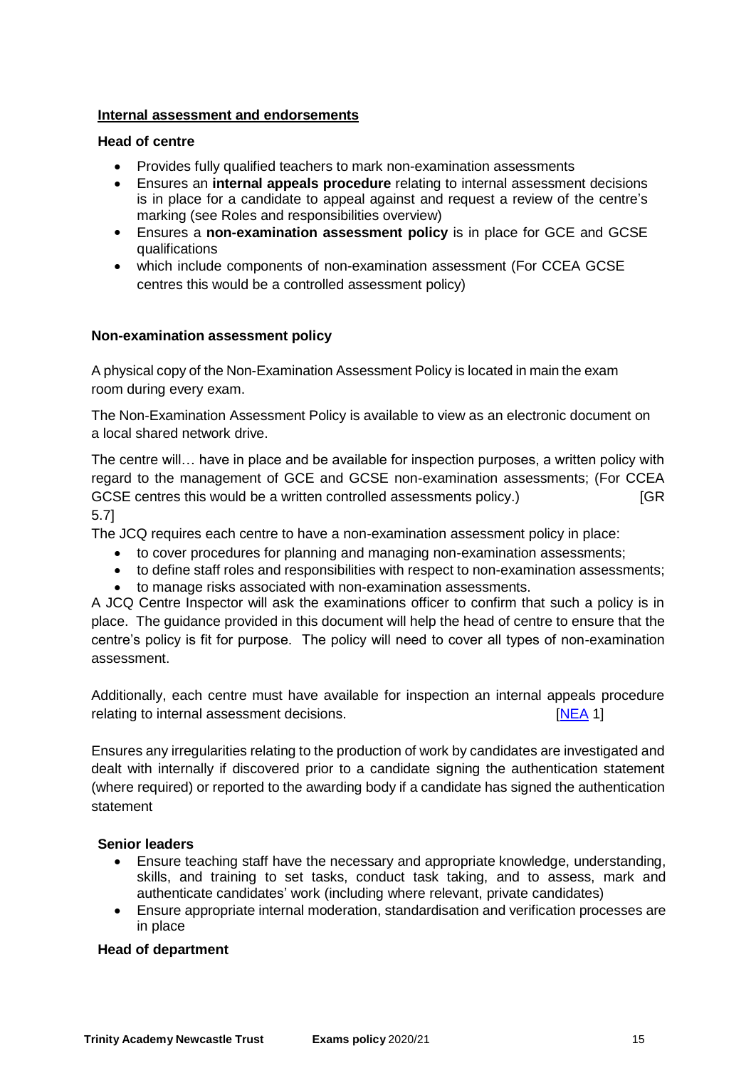**Internal assessment and endorsements**

**Head of centre**

- Provides fully qualified teachers to mark non-examination assessments
- Ensures an **internal appeals procedure** relating to internal assessment decisions is in place for a candidate to appeal against and request a review of the centre's marking (see Roles and responsibilities overview)
- Ensures a **non-examination assessment policy** is in place for GCE and GCSE qualifications
- which include components of non-examination assessment (For CCEA GCSE centres this would be a controlled assessment policy)

**Non-examination assessment policy**

A physical copy of the Non-Examination Assessment Policy is located in main the exam room during every exam.

The Non-Examination Assessment Policy is available to view as an electronic document on a local shared network drive.

The centre will… have in place and be available for inspection purposes, a written policy with regard to the management of GCE and GCSE non-examination assessments; (For CCEA GCSE centres this would be a written controlled assessments policy.) [GR 5.7]

The JCQ requires each centre to have a non-examination assessment policy in place:

- to cover procedures for planning and managing non-examination assessments;
- to define staff roles and responsibilities with respect to non-examination assessments;
- to manage risks associated with non-examination assessments.

A JCQ Centre Inspector will ask the examinations officer to confirm that such a policy is in place. The guidance provided in this document will help the head of centre to ensure that the centre's policy is fit for purpose. The policy will need to cover all types of non-examination assessment.

Additionally, each centre must have available for inspection an internal appeals procedure relating to internal assessment decisions. [NEA 1]

Ensures any irregularities relating to the production of work by candidates are investigated and dealt with internally if discovered prior to a candidate signing the authentication statement (where required) or reported to the awarding body if a candidate has signed the authentication statement

**Senior leaders**

- Ensure teaching staff have the necessary and appropriate knowledge, understanding, skills, and training to set tasks, conduct task taking, and to assess, mark and authenticate candidates' work (including where relevant, private candidates)
- Ensure appropriate internal moderation, standardisation and verification processes are in place

**Head of department**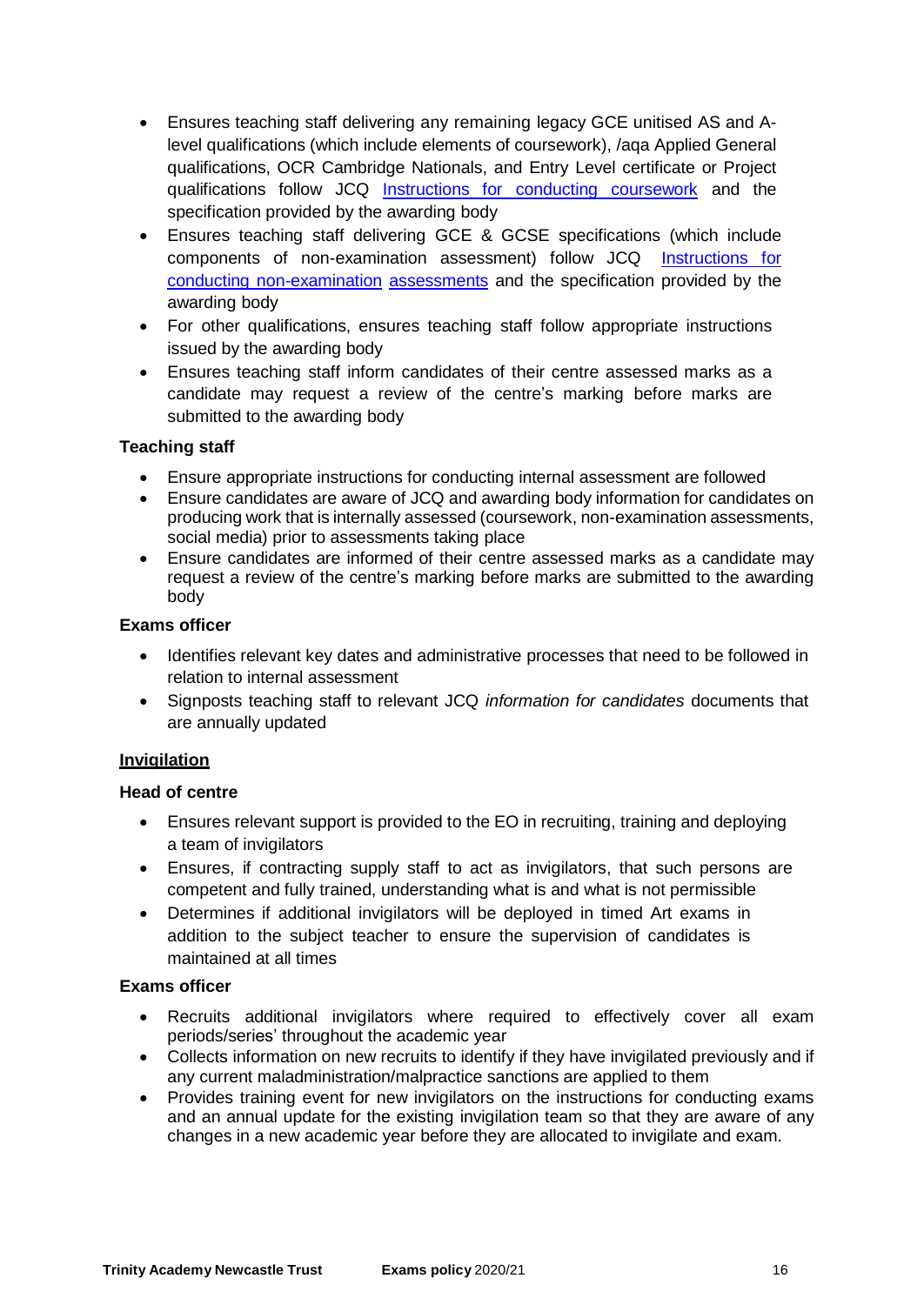- Ensures teaching staff delivering any remaining legacy GCE unitised AS and A-level qualifications (which include elements of coursework), /aqa Applied General qualifications, OCR Cambridge Nationals, and Entry Level certificate or Project qualifications follow JCQ Instructions for conducting coursework and the specification provided by the awarding body
- Ensures teaching staff delivering GCE & GCSE specifications (which include components of non-examination assessment) follow JCQ Instructions for conducting non-examination assessments and the specification provided by the awarding body
- For other qualifications, ensures teaching staff follow appropriate instructions issued by the awarding body
- Ensures teaching staff inform candidates of their centre assessed marks as a candidate may request a review of the centre's marking before marks are submitted to the awarding body

**Teaching staff**

- Ensure appropriate instructions for conducting internal assessment are followed
- Ensure candidates are aware of JCQ and awarding body information for candidates on producing work that is internally assessed (coursework, non-examination assessments, social media) prior to assessments taking place
- Ensure candidates are informed of their centre assessed marks as a candidate may request a review of the centre's marking before marks are submitted to the awarding body

**Exams officer**

- Identifies relevant key dates and administrative processes that need to be followed in relation to internal assessment
- Signposts teaching staff to relevant JCQ *information for candidates* documents that are annually updated

**Invigilation**

**Head of centre**

- Ensures relevant support is provided to the EO in recruiting, training and deploying a team of invigilators
- Ensures, if contracting supply staff to act as invigilators, that such persons are competent and fully trained, understanding what is and what is not permissible
- Determines if additional invigilators will be deployed in timed Art exams in addition to the subject teacher to ensure the supervision of candidates is maintained at all times

**Exams officer**

- Recruits additional invigilators where required to effectively cover all exam periods/series' throughout the academic year
- Collects information on new recruits to identify if they have invigilated previously and if any current maladministration/malpractice sanctions are applied to them
- Provides training event for new invigilators on the instructions for conducting exams and an annual update for the existing invigilation team so that they are aware of any changes in a new academic year before they are allocated to invigilate and exam.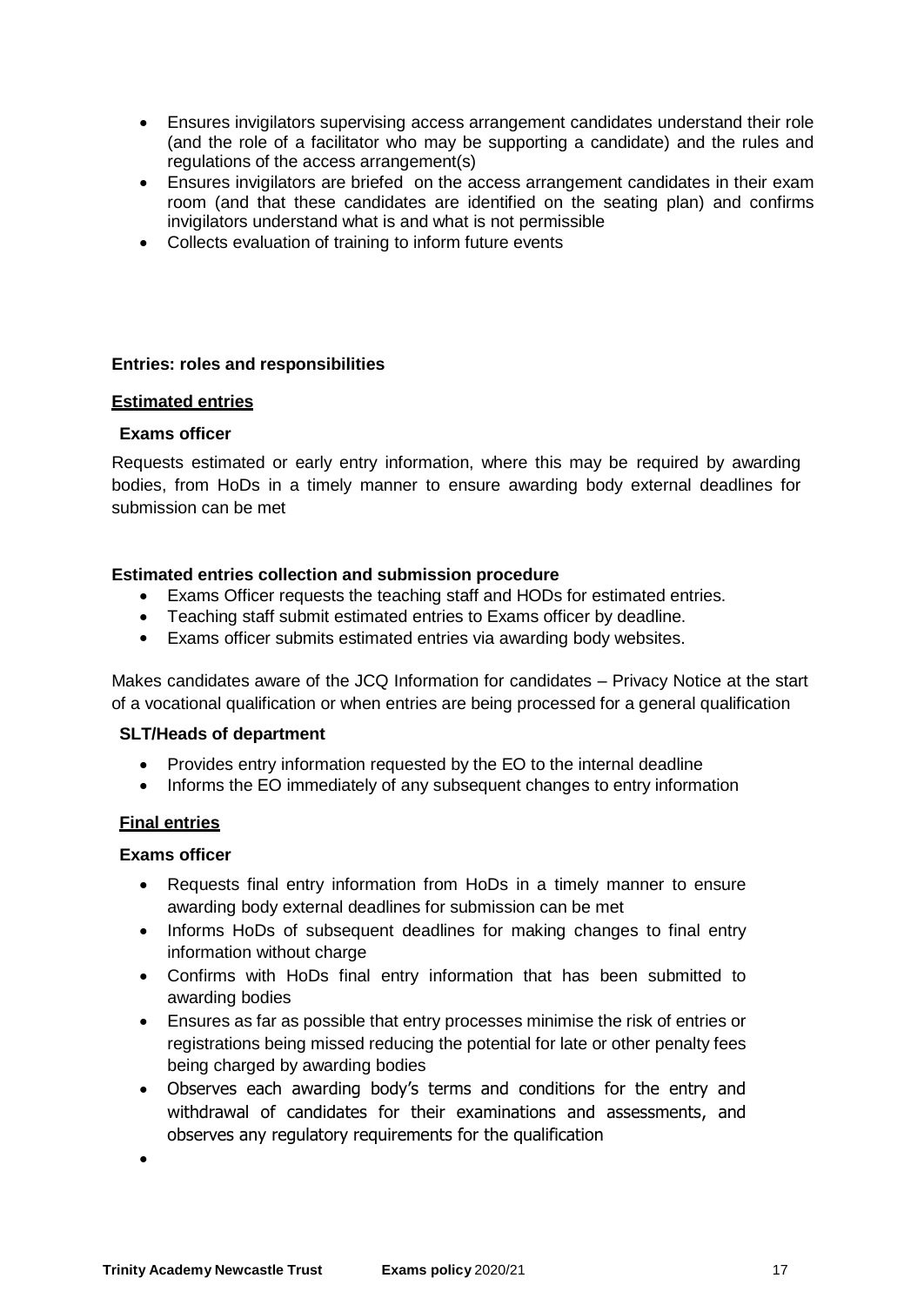- Ensures invigilators supervising access arrangement candidates understand their role (and the role of a facilitator who may be supporting a candidate) and the rules and regulations of the access arrangement(s)
- Ensures invigilators are briefed on the access arrangement candidates in their exam room (and that these candidates are identified on the seating plan) and confirms invigilators understand what is and what is not permissible
- Collects evaluation of training to inform future events

**Entries: roles and responsibilities**

**Estimated entries**

**Exams officer**

Requests estimated or early entry information, where this may be required by awarding bodies, from HoDs in a timely manner to ensure awarding body external deadlines for submission can be met

**Estimated entries collection and submission procedure**

- Exams Officer requests the teaching staff and HODs for estimated entries.
- Teaching staff submit estimated entries to Exams officer by deadline.
- Exams officer submits estimated entries via awarding body websites.

Makes candidates aware of the JCQ Information for candidates – Privacy Notice at the start of a vocational qualification or when entries are being processed for a general qualification

**SLT/Heads of department**

- Provides entry information requested by the EO to the internal deadline
- Informs the EO immediately of any subsequent changes to entry information

**Final entries**

**Exams officer**

- Requests final entry information from HoDs in a timely manner to ensure awarding body external deadlines for submission can be met
- Informs HoDs of subsequent deadlines for making changes to final entry information without charge
- Confirms with HoDs final entry information that has been submitted to awarding bodies
- Ensures as far as possible that entry processes minimise the risk of entries or registrations being missed reducing the potential for late or other penalty fees being charged by awarding bodies
- Observes each awarding body's terms and conditions for the entry and withdrawal of candidates for their examinations and assessments, and observes any regulatory requirements for the qualification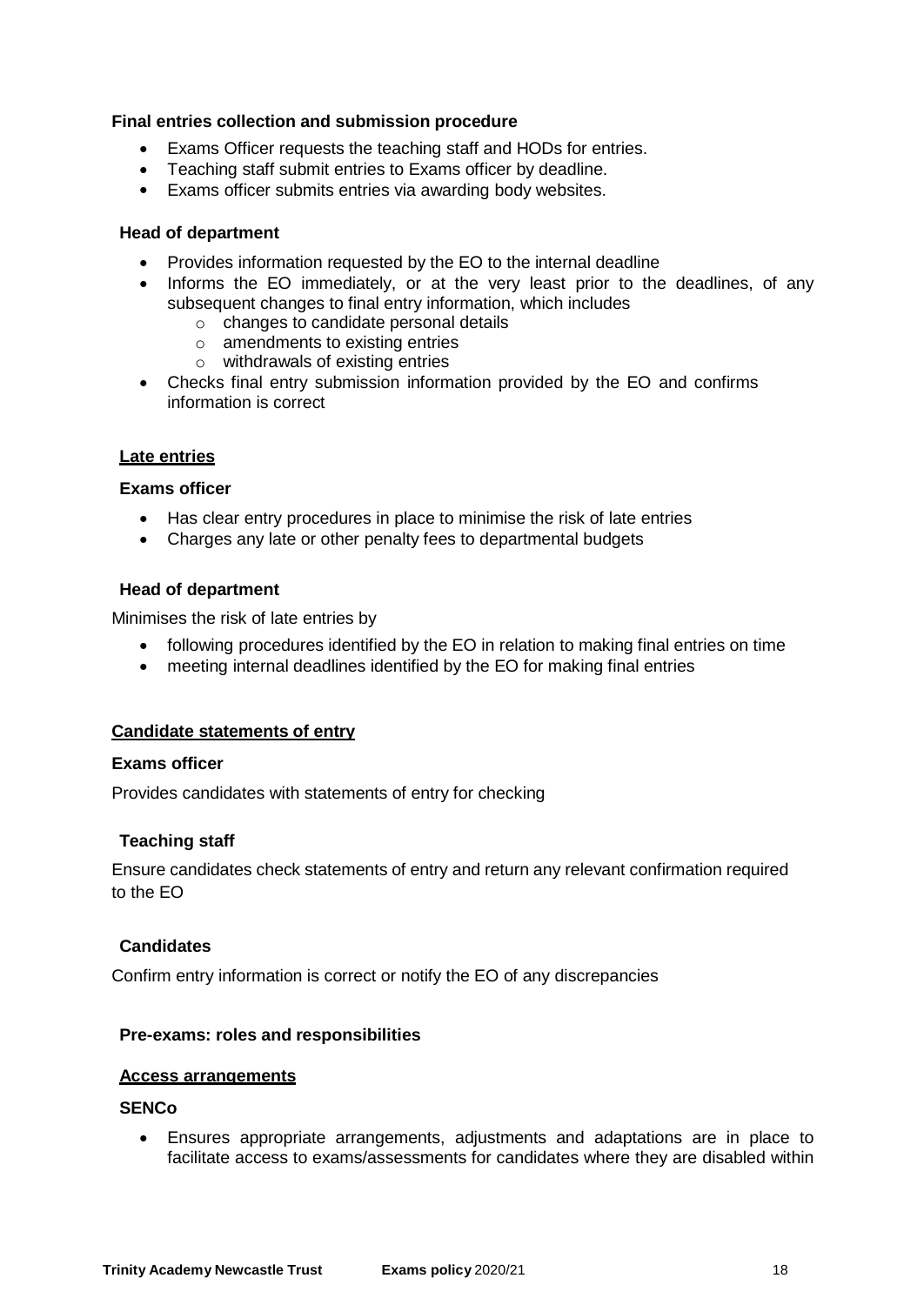**Final entries collection and submission procedure**

- Exams Officer requests the teaching staff and HODs for entries.
- Teaching staff submit entries to Exams officer by deadline.
- Exams officer submits entries via awarding body websites.

**Head of department**

- Provides information requested by the EO to the internal deadline
- Informs the EO immediately, or at the very least prior to the deadlines, of any subsequent changes to final entry information, which includes
  - changes to candidate personal details
  - amendments to existing entries
  - withdrawals of existing entries
- Checks final entry submission information provided by the EO and confirms information is correct

**Late entries**

**Exams officer**

- Has clear entry procedures in place to minimise the risk of late entries
- Charges any late or other penalty fees to departmental budgets

**Head of department**

Minimises the risk of late entries by

- following procedures identified by the EO in relation to making final entries on time
- meeting internal deadlines identified by the EO for making final entries

**Candidate statements of entry**

**Exams officer**

Provides candidates with statements of entry for checking

**Teaching staff**

Ensure candidates check statements of entry and return any relevant confirmation required to the EO

**Candidates**

Confirm entry information is correct or notify the EO of any discrepancies

**Pre-exams: roles and responsibilities**

**Access arrangements**

**SENCo**

- Ensures appropriate arrangements, adjustments and adaptations are in place to facilitate access to exams/assessments for candidates where they are disabled within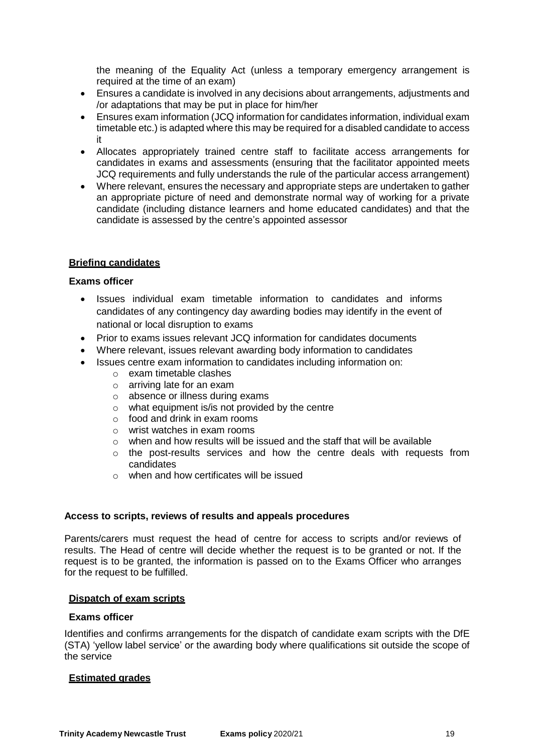the meaning of the Equality Act (unless a temporary emergency arrangement is required at the time of an exam)

- Ensures a candidate is involved in any decisions about arrangements, adjustments and /or adaptations that may be put in place for him/her
- Ensures exam information (JCQ information for candidates information, individual exam timetable etc.) is adapted where this may be required for a disabled candidate to access it
- Allocates appropriately trained centre staff to facilitate access arrangements for candidates in exams and assessments (ensuring that the facilitator appointed meets JCQ requirements and fully understands the rule of the particular access arrangement)
- Where relevant, ensures the necessary and appropriate steps are undertaken to gather an appropriate picture of need and demonstrate normal way of working for a private candidate (including distance learners and home educated candidates) and that the candidate is assessed by the centre's appointed assessor

**Briefing candidates**

**Exams officer**

- Issues individual exam timetable information to candidates and informs candidates of any contingency day awarding bodies may identify in the event of national or local disruption to exams
- Prior to exams issues relevant JCQ information for candidates documents
- Where relevant, issues relevant awarding body information to candidates
- Issues centre exam information to candidates including information on:
  - exam timetable clashes
  - arriving late for an exam
  - absence or illness during exams
  - what equipment is/is not provided by the centre
  - food and drink in exam rooms
  - wrist watches in exam rooms
  - when and how results will be issued and the staff that will be available
  - the post-results services and how the centre deals with requests from candidates
  - when and how certificates will be issued

**Access to scripts, reviews of results and appeals procedures**

Parents/carers must request the head of centre for access to scripts and/or reviews of results. The Head of centre will decide whether the request is to be granted or not. If the request is to be granted, the information is passed on to the Exams Officer who arranges for the request to be fulfilled.

**Dispatch of exam scripts**

**Exams officer**

Identifies and confirms arrangements for the dispatch of candidate exam scripts with the DfE (STA) 'yellow label service' or the awarding body where qualifications sit outside the scope of the service

**Estimated grades**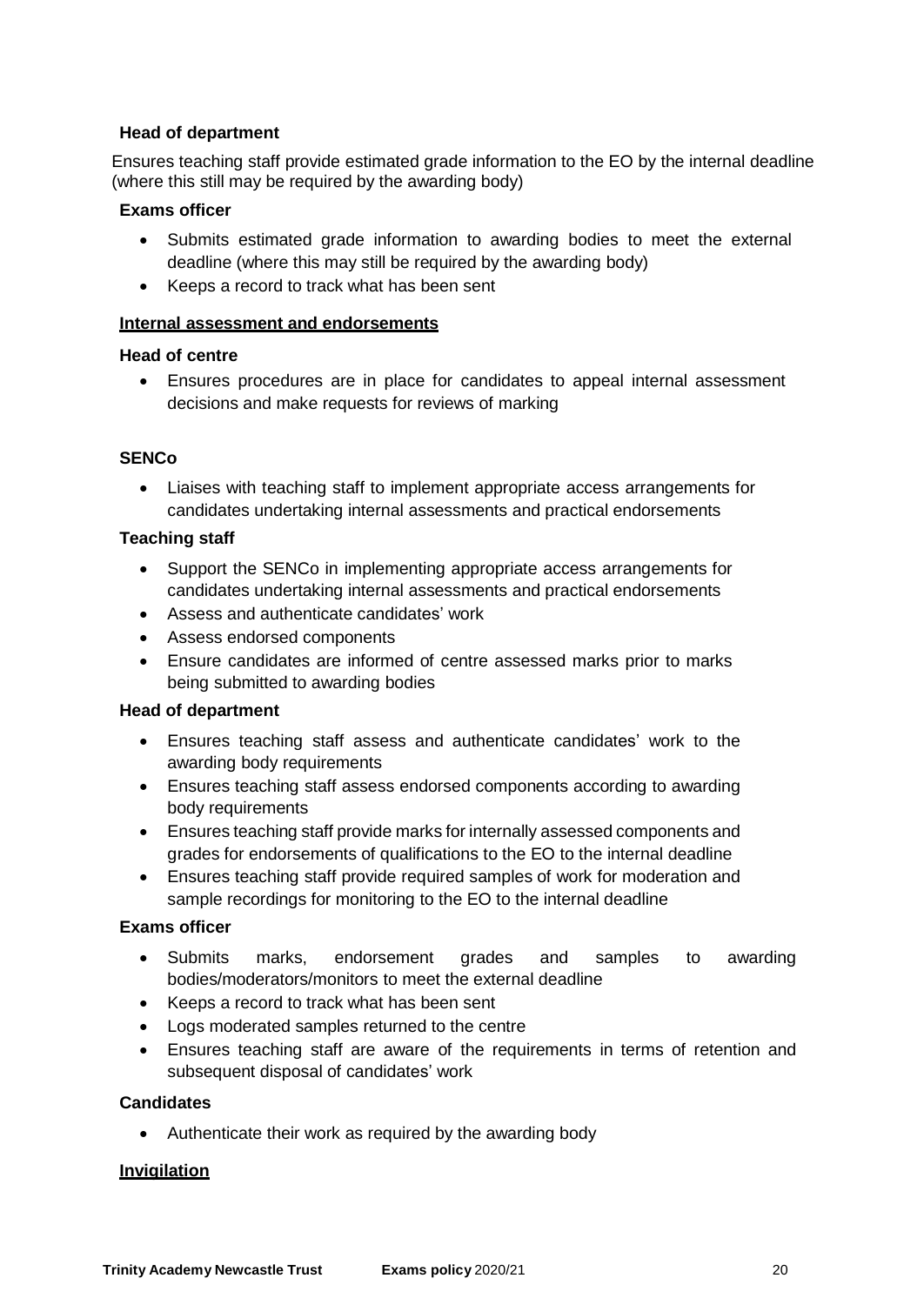**Head of department**

Ensures teaching staff provide estimated grade information to the EO by the internal deadline (where this still may be required by the awarding body)

**Exams officer**

- Submits estimated grade information to awarding bodies to meet the external deadline (where this may still be required by the awarding body)
- Keeps a record to track what has been sent

**Internal assessment and endorsements**

**Head of centre**

- Ensures procedures are in place for candidates to appeal internal assessment decisions and make requests for reviews of marking

**SENCo**

- Liaises with teaching staff to implement appropriate access arrangements for candidates undertaking internal assessments and practical endorsements

**Teaching staff**

- Support the SENCo in implementing appropriate access arrangements for candidates undertaking internal assessments and practical endorsements
- Assess and authenticate candidates' work
- Assess endorsed components
- Ensure candidates are informed of centre assessed marks prior to marks being submitted to awarding bodies

**Head of department**

- Ensures teaching staff assess and authenticate candidates' work to the awarding body requirements
- Ensures teaching staff assess endorsed components according to awarding body requirements
- Ensures teaching staff provide marks for internally assessed components and grades for endorsements of qualifications to the EO to the internal deadline
- Ensures teaching staff provide required samples of work for moderation and sample recordings for monitoring to the EO to the internal deadline

**Exams officer**

- Submits marks, endorsement grades and samples to awarding bodies/moderators/monitors to meet the external deadline
- Keeps a record to track what has been sent
- Logs moderated samples returned to the centre
- Ensures teaching staff are aware of the requirements in terms of retention and subsequent disposal of candidates' work

**Candidates**

- Authenticate their work as required by the awarding body

**Invigilation**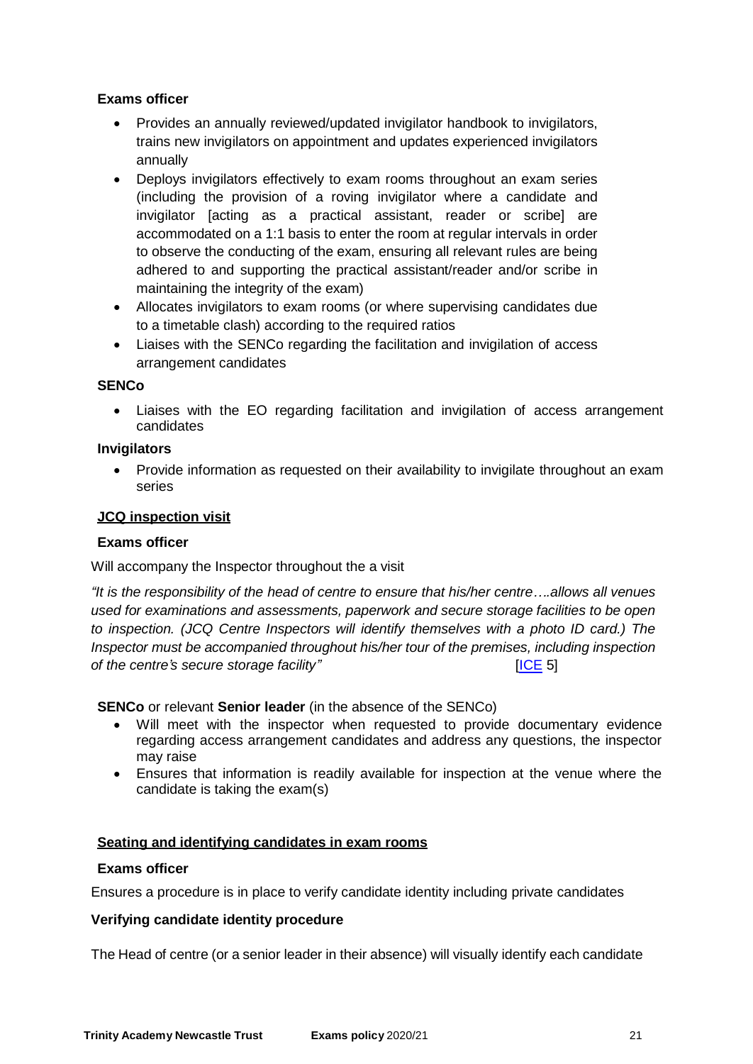**Exams officer**

- Provides an annually reviewed/updated invigilator handbook to invigilators, trains new invigilators on appointment and updates experienced invigilators annually
- Deploys invigilators effectively to exam rooms throughout an exam series (including the provision of a roving invigilator where a candidate and invigilator [acting as a practical assistant, reader or scribe] are accommodated on a 1:1 basis to enter the room at regular intervals in order to observe the conducting of the exam, ensuring all relevant rules are being adhered to and supporting the practical assistant/reader and/or scribe in maintaining the integrity of the exam)
- Allocates invigilators to exam rooms (or where supervising candidates due to a timetable clash) according to the required ratios
- Liaises with the SENCo regarding the facilitation and invigilation of access arrangement candidates

**SENCo**

- Liaises with the EO regarding facilitation and invigilation of access arrangement candidates

**Invigilators**

- Provide information as requested on their availability to invigilate throughout an exam series

**JCQ inspection visit**

**Exams officer**

Will accompany the Inspector throughout the a visit

*"It is the responsibility of the head of centre to ensure that his/her centre….allows all venues used for examinations and assessments, paperwork and secure storage facilities to be open to inspection. (JCQ Centre Inspectors will identify themselves with a photo ID card.) The Inspector must be accompanied throughout his/her tour of the premises, including inspection of the centre's secure storage facility"* [ICE 5]

**SENCo** or relevant **Senior leader** (in the absence of the SENCo)

- Will meet with the inspector when requested to provide documentary evidence regarding access arrangement candidates and address any questions, the inspector may raise
- Ensures that information is readily available for inspection at the venue where the candidate is taking the exam(s)

**Seating and identifying candidates in exam rooms**

**Exams officer**

Ensures a procedure is in place to verify candidate identity including private candidates

**Verifying candidate identity procedure**

The Head of centre (or a senior leader in their absence) will visually identify each candidate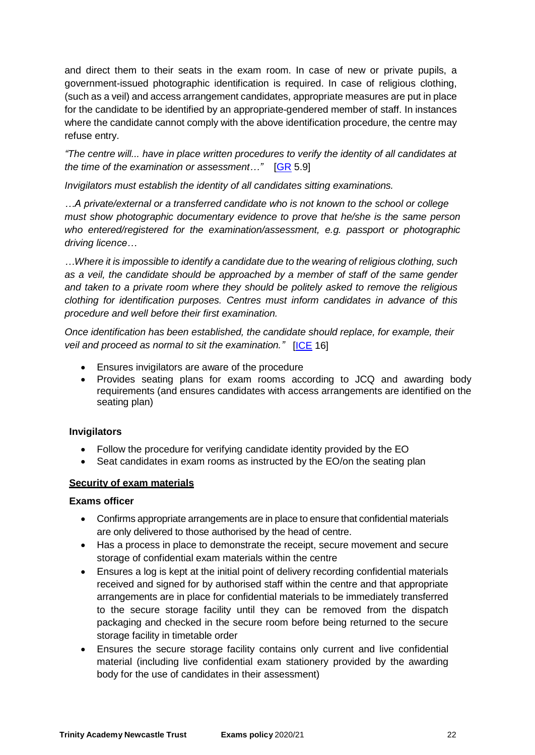and direct them to their seats in the exam room. In case of new or private pupils, a government-issued photographic identification is required. In case of religious clothing, (such as a veil) and access arrangement candidates, appropriate measures are put in place for the candidate to be identified by an appropriate-gendered member of staff. In instances where the candidate cannot comply with the above identification procedure, the centre may refuse entry.

*"The centre will... have in place written procedures to verify the identity of all candidates at the time of the examination or assessment…"* [GR 5.9]

*Invigilators must establish the identity of all candidates sitting examinations.*

*…A private/external or a transferred candidate who is not known to the school or college must show photographic documentary evidence to prove that he/she is the same person who entered/registered for the examination/assessment, e.g. passport or photographic driving licence…*

*…Where it is impossible to identify a candidate due to the wearing of religious clothing, such as a veil, the candidate should be approached by a member of staff of the same gender and taken to a private room where they should be politely asked to remove the religious clothing for identification purposes. Centres must inform candidates in advance of this procedure and well before their first examination.*

*Once identification has been established, the candidate should replace, for example, their veil and proceed as normal to sit the examination."* [ICE 16]

- Ensures invigilators are aware of the procedure
- Provides seating plans for exam rooms according to JCQ and awarding body requirements (and ensures candidates with access arrangements are identified on the seating plan)

**Invigilators**

- Follow the procedure for verifying candidate identity provided by the EO
- Seat candidates in exam rooms as instructed by the EO/on the seating plan

**Security of exam materials**

**Exams officer**

- Confirms appropriate arrangements are in place to ensure that confidential materials are only delivered to those authorised by the head of centre.
- Has a process in place to demonstrate the receipt, secure movement and secure storage of confidential exam materials within the centre
- Ensures a log is kept at the initial point of delivery recording confidential materials received and signed for by authorised staff within the centre and that appropriate arrangements are in place for confidential materials to be immediately transferred to the secure storage facility until they can be removed from the dispatch packaging and checked in the secure room before being returned to the secure storage facility in timetable order
- Ensures the secure storage facility contains only current and live confidential material (including live confidential exam stationery provided by the awarding body for the use of candidates in their assessment)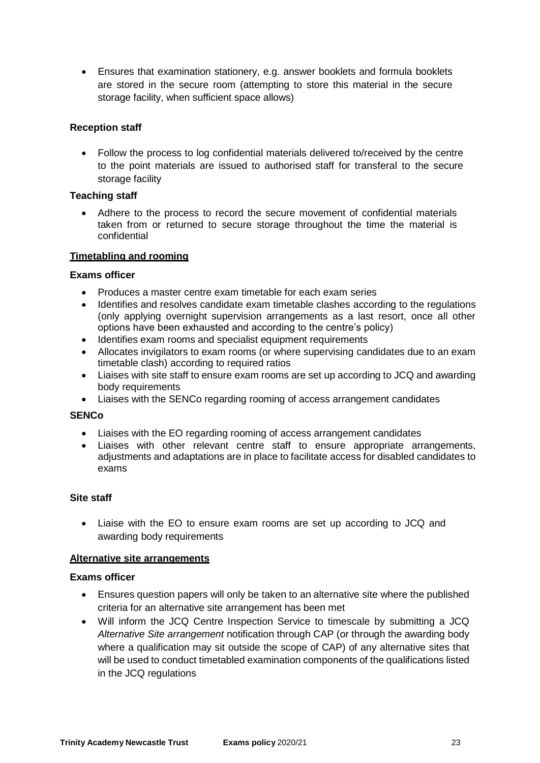- Ensures that examination stationery, e.g. answer booklets and formula booklets are stored in the secure room (attempting to store this material in the secure storage facility, when sufficient space allows)

**Reception staff**

- Follow the process to log confidential materials delivered to/received by the centre to the point materials are issued to authorised staff for transferal to the secure storage facility

**Teaching staff**

- Adhere to the process to record the secure movement of confidential materials taken from or returned to secure storage throughout the time the material is confidential

**Timetabling and rooming**

**Exams officer**

- Produces a master centre exam timetable for each exam series
- Identifies and resolves candidate exam timetable clashes according to the regulations (only applying overnight supervision arrangements as a last resort, once all other options have been exhausted and according to the centre's policy)
- Identifies exam rooms and specialist equipment requirements
- Allocates invigilators to exam rooms (or where supervising candidates due to an exam timetable clash) according to required ratios
- Liaises with site staff to ensure exam rooms are set up according to JCQ and awarding body requirements
- Liaises with the SENCo regarding rooming of access arrangement candidates

**SENCo**

- Liaises with the EO regarding rooming of access arrangement candidates
- Liaises with other relevant centre staff to ensure appropriate arrangements, adjustments and adaptations are in place to facilitate access for disabled candidates to exams

**Site staff**

- Liaise with the EO to ensure exam rooms are set up according to JCQ and awarding body requirements

**Alternative site arrangements**

**Exams officer**

- Ensures question papers will only be taken to an alternative site where the published criteria for an alternative site arrangement has been met
- Will inform the JCQ Centre Inspection Service to timescale by submitting a JCQ *Alternative Site arrangement* notification through CAP (or through the awarding body where a qualification may sit outside the scope of CAP) of any alternative sites that will be used to conduct timetabled examination components of the qualifications listed in the JCQ regulations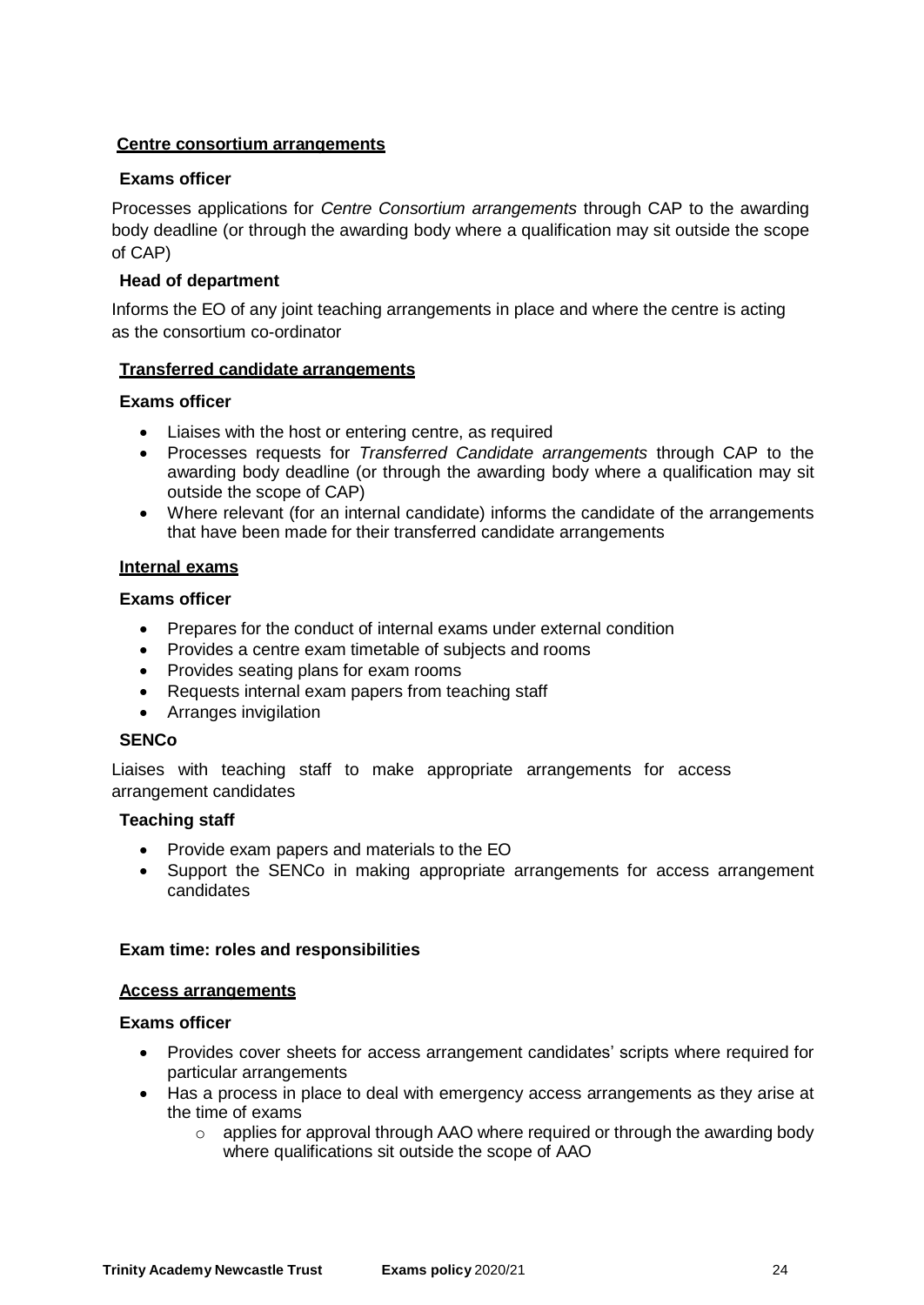**<u>Centre consortium arrangements</u>**

**Exams officer**

Processes applications for *Centre Consortium arrangements* through CAP to the awarding body deadline (or through the awarding body where a qualification may sit outside the scope of CAP)

**Head of department**

Informs the EO of any joint teaching arrangements in place and where the centre is acting as the consortium co-ordinator

**<u>Transferred candidate arrangements</u>**

**Exams officer**

- Liaises with the host or entering centre, as required
- Processes requests for *Transferred Candidate arrangements* through CAP to the awarding body deadline (or through the awarding body where a qualification may sit outside the scope of CAP)
- Where relevant (for an internal candidate) informs the candidate of the arrangements that have been made for their transferred candidate arrangements

**<u>Internal exams</u>**

**Exams officer**

- Prepares for the conduct of internal exams under external condition
- Provides a centre exam timetable of subjects and rooms
- Provides seating plans for exam rooms
- Requests internal exam papers from teaching staff
- Arranges invigilation

**SENCo**

Liaises with teaching staff to make appropriate arrangements for access arrangement candidates

**Teaching staff**

- Provide exam papers and materials to the EO
- Support the SENCo in making appropriate arrangements for access arrangement candidates

**Exam time: roles and responsibilities**

**<u>Access arrangements</u>**

**Exams officer**

- Provides cover sheets for access arrangement candidates' scripts where required for particular arrangements
- Has a process in place to deal with emergency access arrangements as they arise at the time of exams
    - applies for approval through AAO where required or through the awarding body where qualifications sit outside the scope of AAO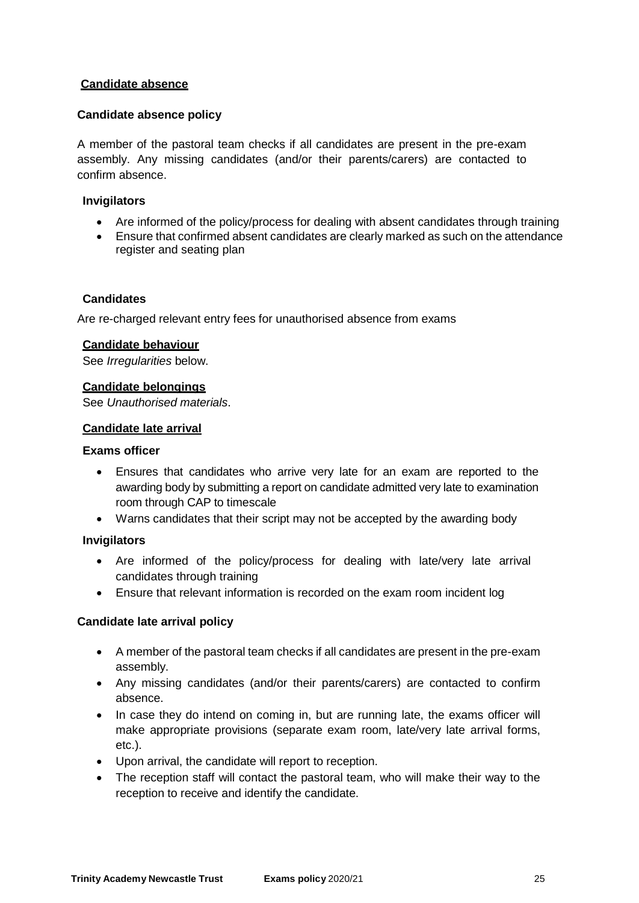## Candidate absence

### Candidate absence policy

A member of the pastoral team checks if all candidates are present in the pre-exam assembly. Any missing candidates (and/or their parents/carers) are contacted to confirm absence.

### Invigilators

- Are informed of the policy/process for dealing with absent candidates through training
- Ensure that confirmed absent candidates are clearly marked as such on the attendance register and seating plan

### Candidates

Are re-charged relevant entry fees for unauthorised absence from exams

## Candidate behaviour

See *Irregularities* below.

## Candidate belongings

See *Unauthorised materials*.

## Candidate late arrival

### Exams officer

- Ensures that candidates who arrive very late for an exam are reported to the awarding body by submitting a report on candidate admitted very late to examination room through CAP to timescale
- Warns candidates that their script may not be accepted by the awarding body

### Invigilators

- Are informed of the policy/process for dealing with late/very late arrival candidates through training
- Ensure that relevant information is recorded on the exam room incident log

### Candidate late arrival policy

- A member of the pastoral team checks if all candidates are present in the pre-exam assembly.
- Any missing candidates (and/or their parents/carers) are contacted to confirm absence.
- In case they do intend on coming in, but are running late, the exams officer will make appropriate provisions (separate exam room, late/very late arrival forms, etc.).
- Upon arrival, the candidate will report to reception.
- The reception staff will contact the pastoral team, who will make their way to the reception to receive and identify the candidate.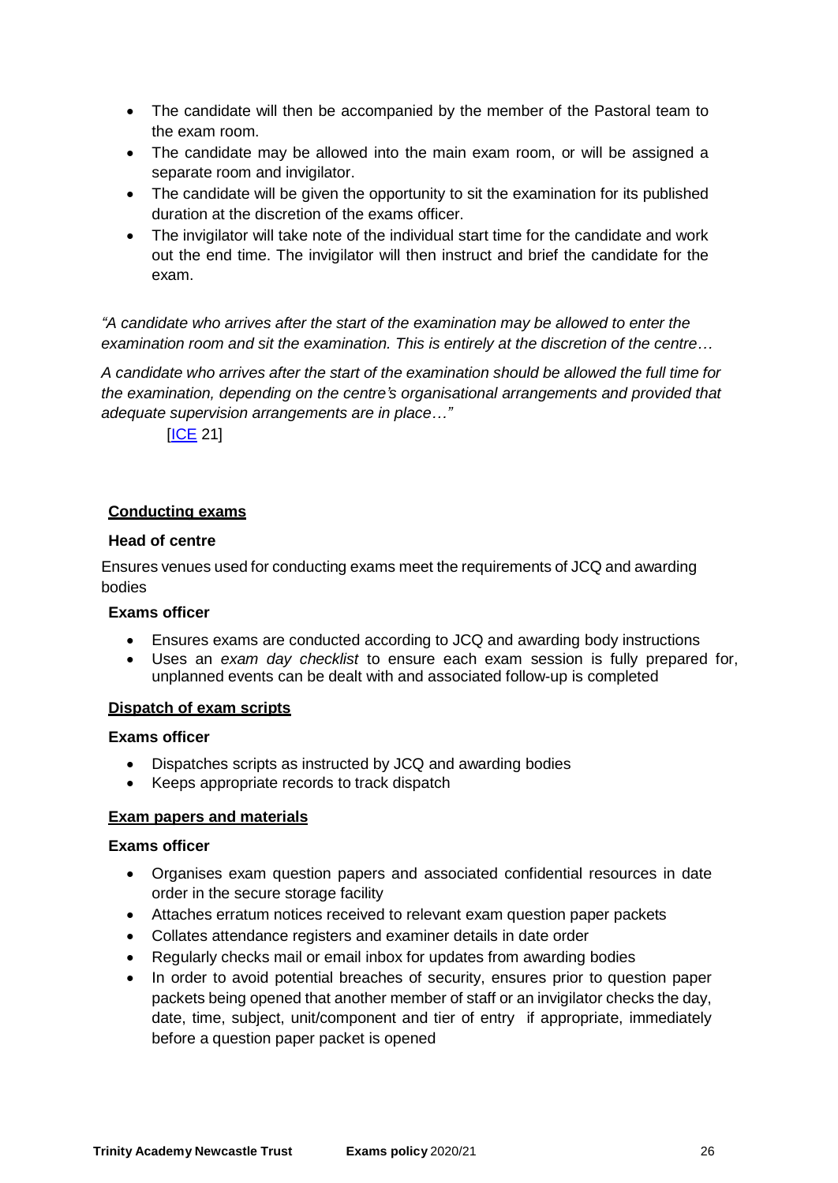- The candidate will then be accompanied by the member of the Pastoral team to the exam room.
- The candidate may be allowed into the main exam room, or will be assigned a separate room and invigilator.
- The candidate will be given the opportunity to sit the examination for its published duration at the discretion of the exams officer.
- The invigilator will take note of the individual start time for the candidate and work out the end time. The invigilator will then instruct and brief the candidate for the exam.

*"A candidate who arrives after the start of the examination may be allowed to enter the examination room and sit the examination. This is entirely at the discretion of the centre…*

*A candidate who arrives after the start of the examination should be allowed the full time for the examination, depending on the centre's organisational arrangements and provided that adequate supervision arrangements are in place…"*

[ICE 21]

**Conducting exams**

**Head of centre**

Ensures venues used for conducting exams meet the requirements of JCQ and awarding bodies

**Exams officer**

- Ensures exams are conducted according to JCQ and awarding body instructions
- Uses an *exam day checklist* to ensure each exam session is fully prepared for, unplanned events can be dealt with and associated follow-up is completed

**Dispatch of exam scripts**

**Exams officer**

- Dispatches scripts as instructed by JCQ and awarding bodies
- Keeps appropriate records to track dispatch

**Exam papers and materials**

**Exams officer**

- Organises exam question papers and associated confidential resources in date order in the secure storage facility
- Attaches erratum notices received to relevant exam question paper packets
- Collates attendance registers and examiner details in date order
- Regularly checks mail or email inbox for updates from awarding bodies
- In order to avoid potential breaches of security, ensures prior to question paper packets being opened that another member of staff or an invigilator checks the day, date, time, subject, unit/component and tier of entry if appropriate, immediately before a question paper packet is opened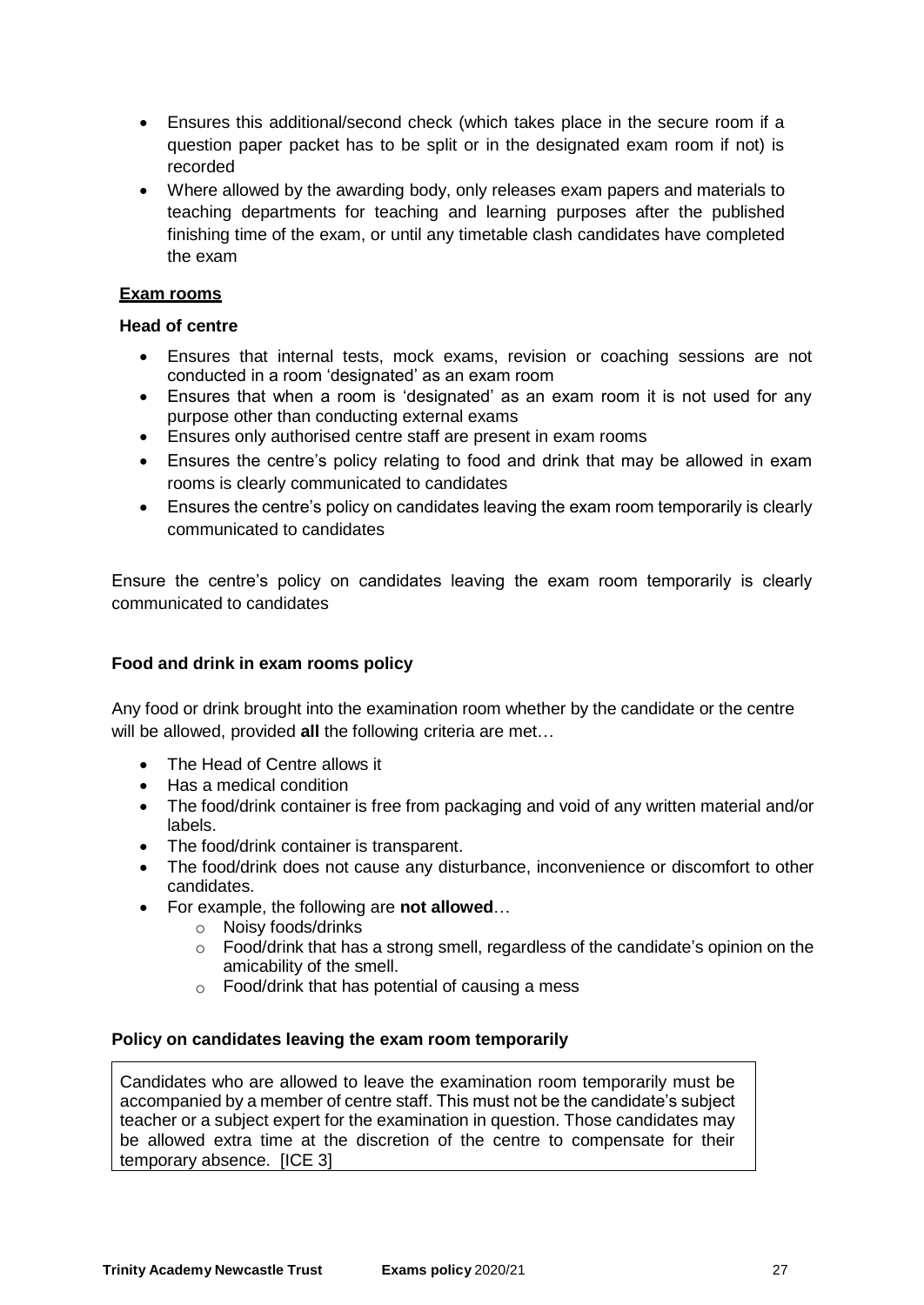- Ensures this additional/second check (which takes place in the secure room if a question paper packet has to be split or in the designated exam room if not) is recorded
- Where allowed by the awarding body, only releases exam papers and materials to teaching departments for teaching and learning purposes after the published finishing time of the exam, or until any timetable clash candidates have completed the exam

## Exam rooms

### Head of centre

- Ensures that internal tests, mock exams, revision or coaching sessions are not conducted in a room 'designated' as an exam room
- Ensures that when a room is 'designated' as an exam room it is not used for any purpose other than conducting external exams
- Ensures only authorised centre staff are present in exam rooms
- Ensures the centre's policy relating to food and drink that may be allowed in exam rooms is clearly communicated to candidates
- Ensures the centre's policy on candidates leaving the exam room temporarily is clearly communicated to candidates

Ensure the centre's policy on candidates leaving the exam room temporarily is clearly communicated to candidates

### Food and drink in exam rooms policy

Any food or drink brought into the examination room whether by the candidate or the centre will be allowed, provided **all** the following criteria are met…

- The Head of Centre allows it
- Has a medical condition
- The food/drink container is free from packaging and void of any written material and/or labels.
- The food/drink container is transparent.
- The food/drink does not cause any disturbance, inconvenience or discomfort to other candidates.
- For example, the following are **not allowed**…
  - Noisy foods/drinks
  - Food/drink that has a strong smell, regardless of the candidate's opinion on the amicability of the smell.
  - Food/drink that has potential of causing a mess

### Policy on candidates leaving the exam room temporarily

Candidates who are allowed to leave the examination room temporarily must be accompanied by a member of centre staff. This must not be the candidate's subject teacher or a subject expert for the examination in question. Those candidates may be allowed extra time at the discretion of the centre to compensate for their temporary absence. [ICE 3]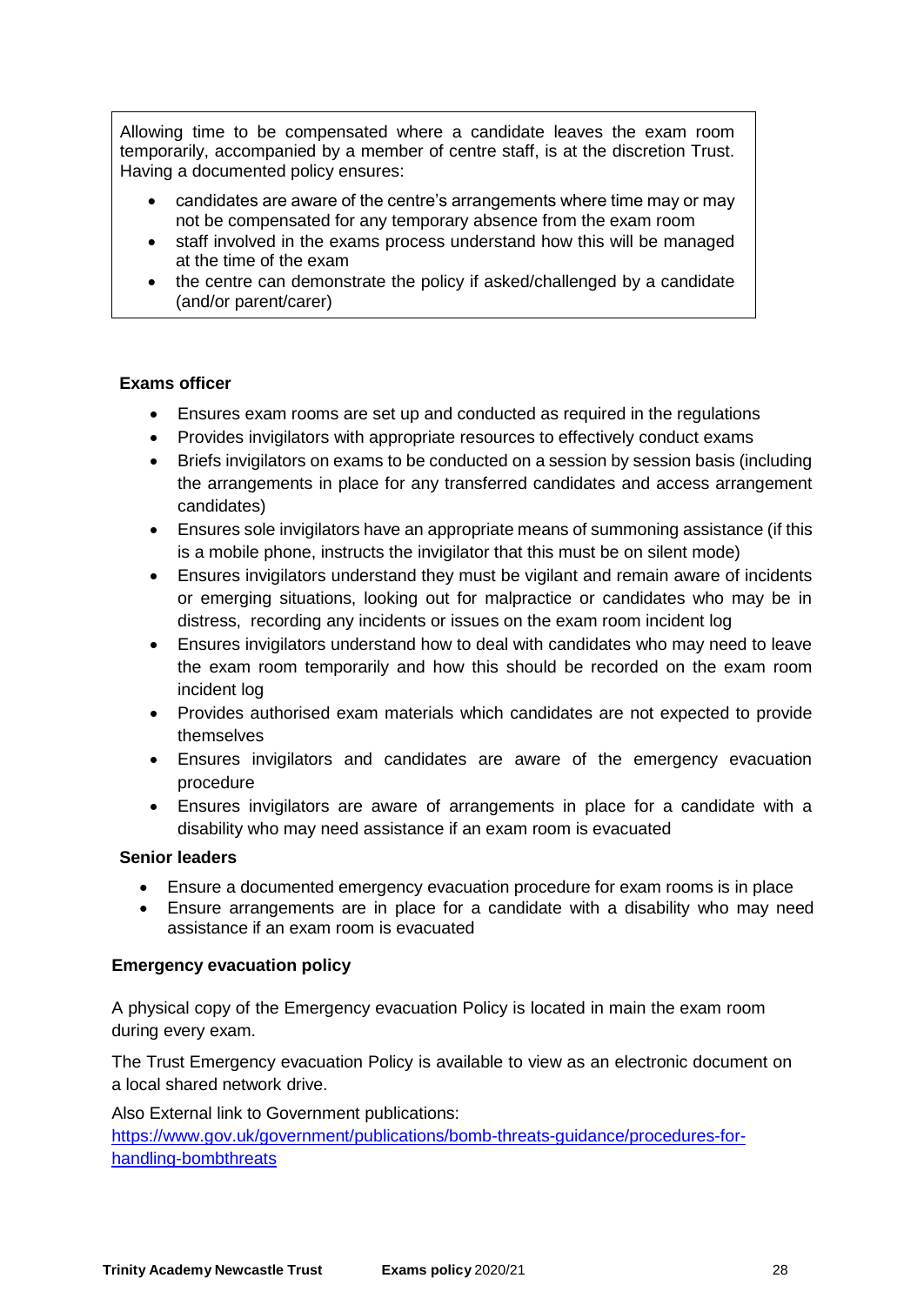Allowing time to be compensated where a candidate leaves the exam room temporarily, accompanied by a member of centre staff, is at the discretion Trust. Having a documented policy ensures:

- candidates are aware of the centre's arrangements where time may or may not be compensated for any temporary absence from the exam room
- staff involved in the exams process understand how this will be managed at the time of the exam
- the centre can demonstrate the policy if asked/challenged by a candidate (and/or parent/carer)

**Exams officer**

- Ensures exam rooms are set up and conducted as required in the regulations
- Provides invigilators with appropriate resources to effectively conduct exams
- Briefs invigilators on exams to be conducted on a session by session basis (including the arrangements in place for any transferred candidates and access arrangement candidates)
- Ensures sole invigilators have an appropriate means of summoning assistance (if this is a mobile phone, instructs the invigilator that this must be on silent mode)
- Ensures invigilators understand they must be vigilant and remain aware of incidents or emerging situations, looking out for malpractice or candidates who may be in distress, recording any incidents or issues on the exam room incident log
- Ensures invigilators understand how to deal with candidates who may need to leave the exam room temporarily and how this should be recorded on the exam room incident log
- Provides authorised exam materials which candidates are not expected to provide themselves
- Ensures invigilators and candidates are aware of the emergency evacuation procedure
- Ensures invigilators are aware of arrangements in place for a candidate with a disability who may need assistance if an exam room is evacuated

**Senior leaders**

- Ensure a documented emergency evacuation procedure for exam rooms is in place
- Ensure arrangements are in place for a candidate with a disability who may need assistance if an exam room is evacuated

**Emergency evacuation policy**

A physical copy of the Emergency evacuation Policy is located in main the exam room during every exam.

The Trust Emergency evacuation Policy is available to view as an electronic document on a local shared network drive.

Also External link to Government publications:
[https://www.gov.uk/government/publications/bomb-threats-guidance/procedures-for-handling-bombthreats](https://www.gov.uk/government/publications/bomb-threats-guidance/procedures-for-handling-bombthreats)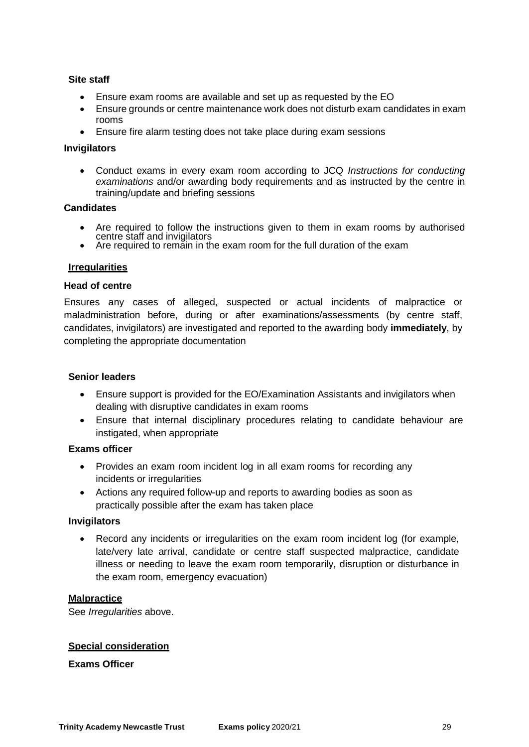**Site staff**

- Ensure exam rooms are available and set up as requested by the EO
- Ensure grounds or centre maintenance work does not disturb exam candidates in exam rooms
- Ensure fire alarm testing does not take place during exam sessions

**Invigilators**

- Conduct exams in every exam room according to JCQ *Instructions for conducting examinations* and/or awarding body requirements and as instructed by the centre in training/update and briefing sessions

**Candidates**

- Are required to follow the instructions given to them in exam rooms by authorised centre staff and invigilators
- Are required to remain in the exam room for the full duration of the exam

**Irregularities**

**Head of centre**

Ensures any cases of alleged, suspected or actual incidents of malpractice or maladministration before, during or after examinations/assessments (by centre staff, candidates, invigilators) are investigated and reported to the awarding body **immediately**, by completing the appropriate documentation

**Senior leaders**

- Ensure support is provided for the EO/Examination Assistants and invigilators when dealing with disruptive candidates in exam rooms
- Ensure that internal disciplinary procedures relating to candidate behaviour are instigated, when appropriate

**Exams officer**

- Provides an exam room incident log in all exam rooms for recording any incidents or irregularities
- Actions any required follow-up and reports to awarding bodies as soon as practically possible after the exam has taken place

**Invigilators**

- Record any incidents or irregularities on the exam room incident log (for example, late/very late arrival, candidate or centre staff suspected malpractice, candidate illness or needing to leave the exam room temporarily, disruption or disturbance in the exam room, emergency evacuation)

**Malpractice**

See *Irregularities* above.

**Special consideration**

**Exams Officer**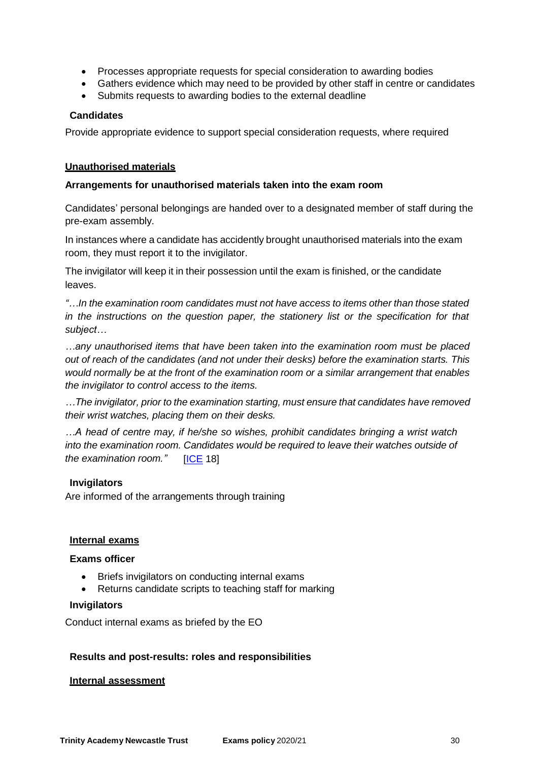- Processes appropriate requests for special consideration to awarding bodies
- Gathers evidence which may need to be provided by other staff in centre or candidates
- Submits requests to awarding bodies to the external deadline

**Candidates**

Provide appropriate evidence to support special consideration requests, where required

**Unauthorised materials**

**Arrangements for unauthorised materials taken into the exam room**

Candidates' personal belongings are handed over to a designated member of staff during the pre-exam assembly.

In instances where a candidate has accidently brought unauthorised materials into the exam room, they must report it to the invigilator.

The invigilator will keep it in their possession until the exam is finished, or the candidate leaves.

*"…In the examination room candidates must not have access to items other than those stated in the instructions on the question paper, the stationery list or the specification for that subject…*

*…any unauthorised items that have been taken into the examination room must be placed out of reach of the candidates (and not under their desks) before the examination starts. This would normally be at the front of the examination room or a similar arrangement that enables the invigilator to control access to the items.*

*…The invigilator, prior to the examination starting, must ensure that candidates have removed their wrist watches, placing them on their desks.*

*…A head of centre may, if he/she so wishes, prohibit candidates bringing a wrist watch into the examination room. Candidates would be required to leave their watches outside of the examination room."* [ICE 18]

**Invigilators**

Are informed of the arrangements through training

**Internal exams**

**Exams officer**

- Briefs invigilators on conducting internal exams
- Returns candidate scripts to teaching staff for marking

**Invigilators**

Conduct internal exams as briefed by the EO

**Results and post-results: roles and responsibilities**

**Internal assessment**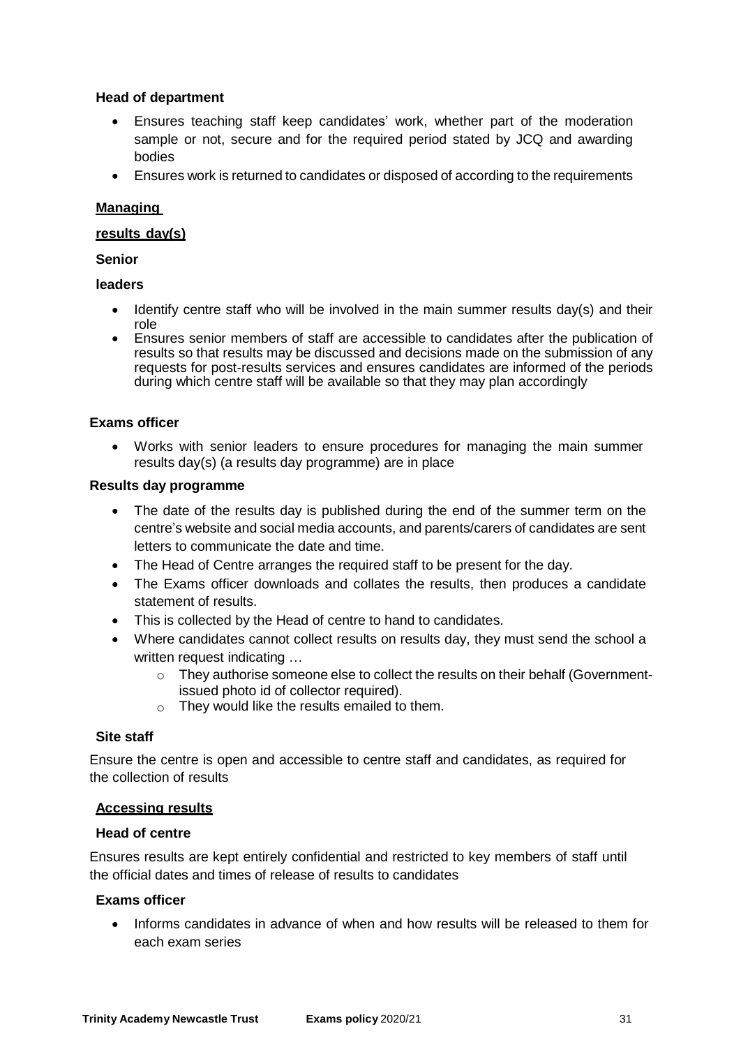**Head of department**

- Ensures teaching staff keep candidates' work, whether part of the moderation sample or not, secure and for the required period stated by JCQ and awarding bodies
- Ensures work is returned to candidates or disposed of according to the requirements

**Managing results day(s)**

**Senior leaders**

- Identify centre staff who will be involved in the main summer results day(s) and their role
- Ensures senior members of staff are accessible to candidates after the publication of results so that results may be discussed and decisions made on the submission of any requests for post-results services and ensures candidates are informed of the periods during which centre staff will be available so that they may plan accordingly

**Exams officer**

- Works with senior leaders to ensure procedures for managing the main summer results day(s) (a results day programme) are in place

**Results day programme**

- The date of the results day is published during the end of the summer term on the centre's website and social media accounts, and parents/carers of candidates are sent letters to communicate the date and time.
- The Head of Centre arranges the required staff to be present for the day.
- The Exams officer downloads and collates the results, then produces a candidate statement of results.
- This is collected by the Head of centre to hand to candidates.
- Where candidates cannot collect results on results day, they must send the school a written request indicating …
  - They authorise someone else to collect the results on their behalf (Government-issued photo id of collector required).
  - They would like the results emailed to them.

**Site staff**

Ensure the centre is open and accessible to centre staff and candidates, as required for the collection of results

**Accessing results**

**Head of centre**

Ensures results are kept entirely confidential and restricted to key members of staff until the official dates and times of release of results to candidates

**Exams officer**

- Informs candidates in advance of when and how results will be released to them for each exam series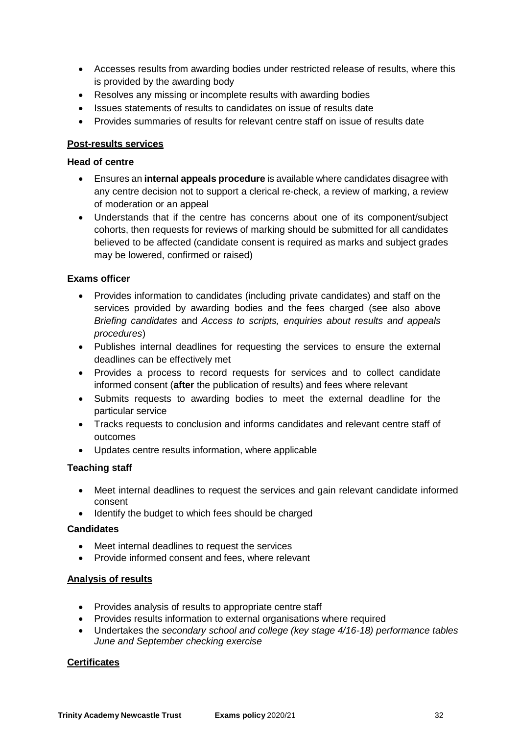- Accesses results from awarding bodies under restricted release of results, where this is provided by the awarding body
- Resolves any missing or incomplete results with awarding bodies
- Issues statements of results to candidates on issue of results date
- Provides summaries of results for relevant centre staff on issue of results date

**Post-results services**

**Head of centre**

- Ensures an **internal appeals procedure** is available where candidates disagree with any centre decision not to support a clerical re-check, a review of marking, a review of moderation or an appeal
- Understands that if the centre has concerns about one of its component/subject cohorts, then requests for reviews of marking should be submitted for all candidates believed to be affected (candidate consent is required as marks and subject grades may be lowered, confirmed or raised)

**Exams officer**

- Provides information to candidates (including private candidates) and staff on the services provided by awarding bodies and the fees charged (see also above *Briefing candidates* and *Access to scripts, enquiries about results and appeals procedures*)
- Publishes internal deadlines for requesting the services to ensure the external deadlines can be effectively met
- Provides a process to record requests for services and to collect candidate informed consent (**after** the publication of results) and fees where relevant
- Submits requests to awarding bodies to meet the external deadline for the particular service
- Tracks requests to conclusion and informs candidates and relevant centre staff of outcomes
- Updates centre results information, where applicable

**Teaching staff**

- Meet internal deadlines to request the services and gain relevant candidate informed consent
- Identify the budget to which fees should be charged

**Candidates**

- Meet internal deadlines to request the services
- Provide informed consent and fees, where relevant

**Analysis of results**

- Provides analysis of results to appropriate centre staff
- Provides results information to external organisations where required
- Undertakes the *secondary school and college (key stage 4/16-18) performance tables June and September checking exercise*

**Certificates**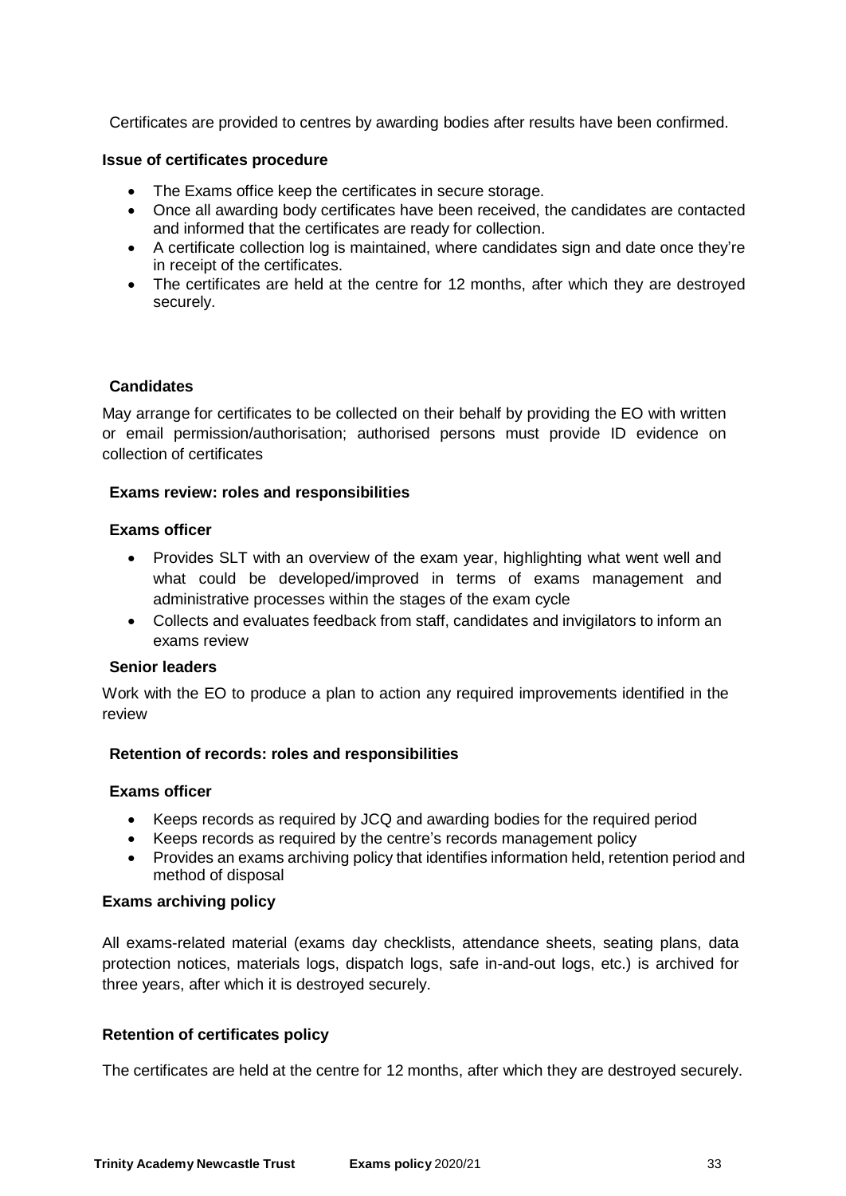Certificates are provided to centres by awarding bodies after results have been confirmed.

**Issue of certificates procedure**

- The Exams office keep the certificates in secure storage.
- Once all awarding body certificates have been received, the candidates are contacted and informed that the certificates are ready for collection.
- A certificate collection log is maintained, where candidates sign and date once they're in receipt of the certificates.
- The certificates are held at the centre for 12 months, after which they are destroyed securely.

**Candidates**

May arrange for certificates to be collected on their behalf by providing the EO with written or email permission/authorisation; authorised persons must provide ID evidence on collection of certificates

**Exams review: roles and responsibilities**

**Exams officer**

- Provides SLT with an overview of the exam year, highlighting what went well and what could be developed/improved in terms of exams management and administrative processes within the stages of the exam cycle
- Collects and evaluates feedback from staff, candidates and invigilators to inform an exams review

**Senior leaders**

Work with the EO to produce a plan to action any required improvements identified in the review

**Retention of records: roles and responsibilities**

**Exams officer**

- Keeps records as required by JCQ and awarding bodies for the required period
- Keeps records as required by the centre's records management policy
- Provides an exams archiving policy that identifies information held, retention period and method of disposal

**Exams archiving policy**

All exams-related material (exams day checklists, attendance sheets, seating plans, data protection notices, materials logs, dispatch logs, safe in-and-out logs, etc.) is archived for three years, after which it is destroyed securely.

**Retention of certificates policy**

The certificates are held at the centre for 12 months, after which they are destroyed securely.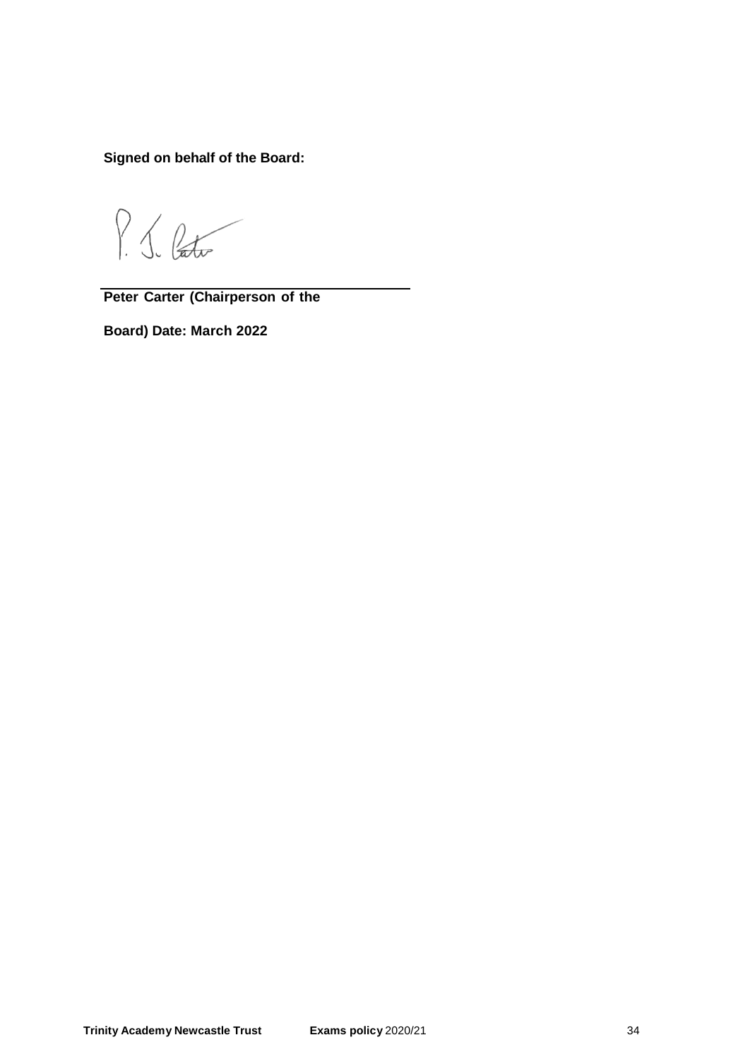**Signed on behalf of the Board:**

P. J. Carter

**Peter Carter (Chairperson of the Board) Date: March 2022**